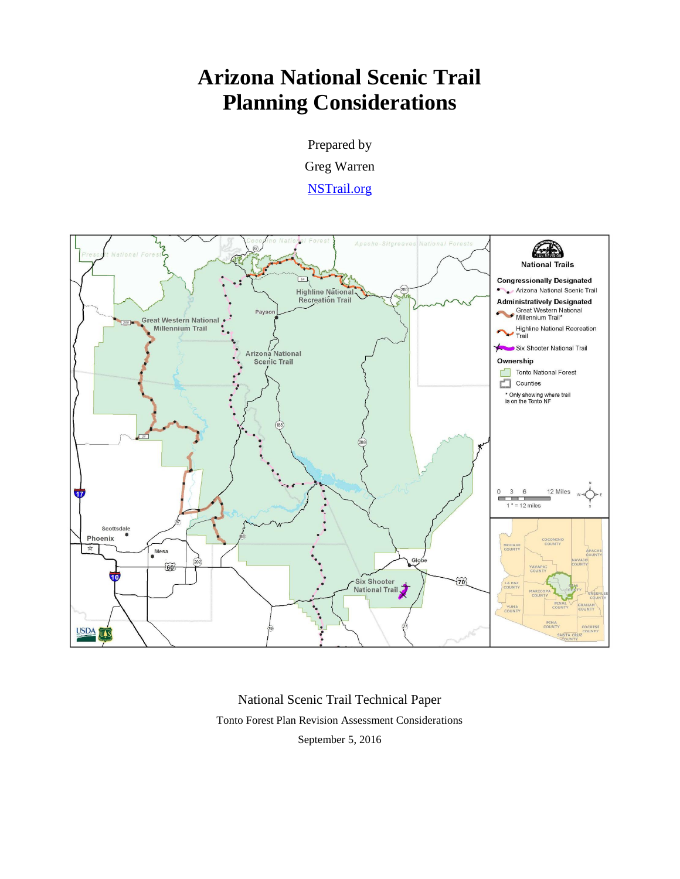# Arizona National Scenic Trail Planning Considerations

Prepared by

Greg Warren

NSTrail.org

National Scenic Trail Technical Paper

Tonto Forest Plan Revision Assessment Considerations

September 5, 2016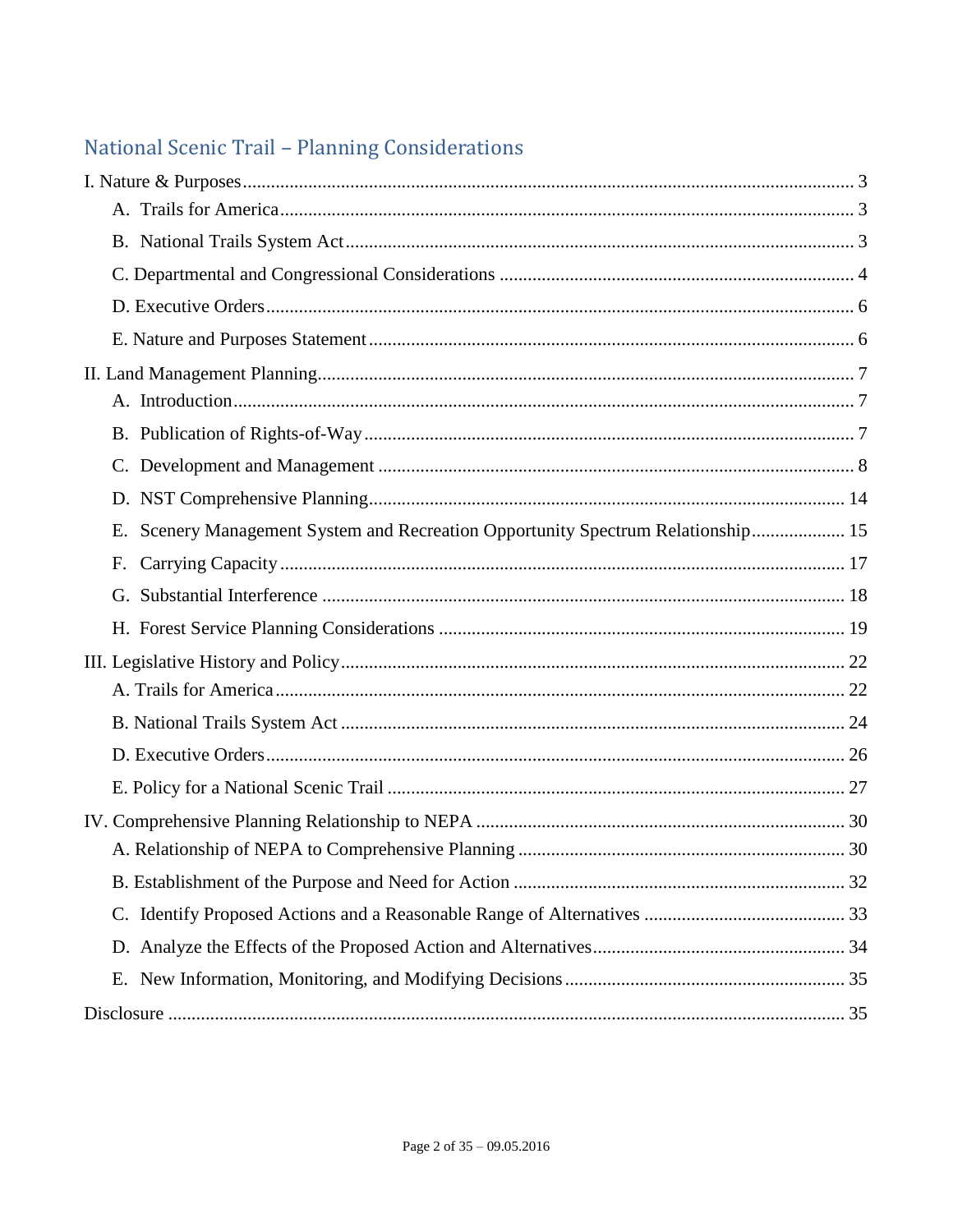## National Scenic Trail – Planning Considerations

I. Nature & Purposes ... 3
- A. Trails for America ... 3
- B. National Trails System Act ... 3
- C. Departmental and Congressional Considerations ... 4
- D. Executive Orders ... 6
- E. Nature and Purposes Statement ... 6

II. Land Management Planning ... 7
- A. Introduction ... 7
- B. Publication of Rights-of-Way ... 7
- C. Development and Management ... 8
- D. NST Comprehensive Planning ... 14
- E. Scenery Management System and Recreation Opportunity Spectrum Relationship ... 15
- F. Carrying Capacity ... 17
- G. Substantial Interference ... 18
- H. Forest Service Planning Considerations ... 19

III. Legislative History and Policy ... 22
- A. Trails for America ... 22
- B. National Trails System Act ... 24
- D. Executive Orders ... 26
- E. Policy for a National Scenic Trail ... 27

IV. Comprehensive Planning Relationship to NEPA ... 30
- A. Relationship of NEPA to Comprehensive Planning ... 30
- B. Establishment of the Purpose and Need for Action ... 32
- C. Identify Proposed Actions and a Reasonable Range of Alternatives ... 33
- D. Analyze the Effects of the Proposed Action and Alternatives ... 34
- E. New Information, Monitoring, and Modifying Decisions ... 35

Disclosure ... 35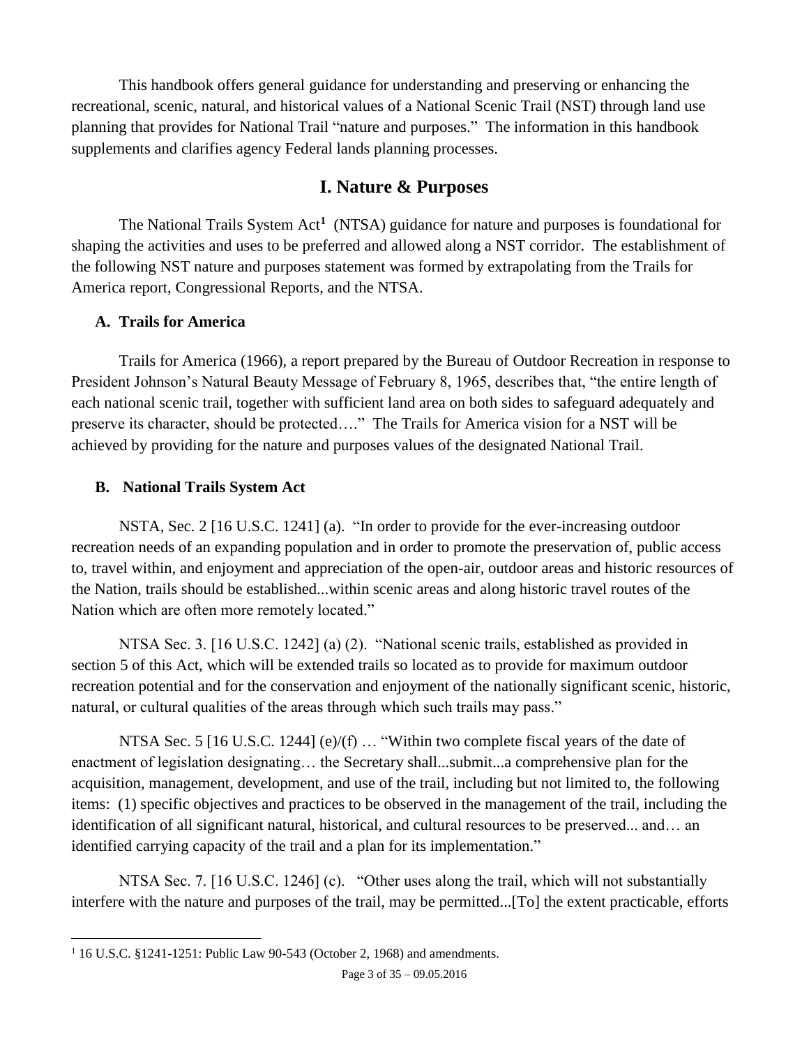This handbook offers general guidance for understanding and preserving or enhancing the recreational, scenic, natural, and historical values of a National Scenic Trail (NST) through land use planning that provides for National Trail "nature and purposes." The information in this handbook supplements and clarifies agency Federal lands planning processes.

# I. Nature & Purposes

The National Trails System Act[1] (NTSA) guidance for nature and purposes is foundational for shaping the activities and uses to be preferred and allowed along a NST corridor. The establishment of the following NST nature and purposes statement was formed by extrapolating from the Trails for America report, Congressional Reports, and the NTSA.

## A. Trails for America

Trails for America (1966), a report prepared by the Bureau of Outdoor Recreation in response to President Johnson's Natural Beauty Message of February 8, 1965, describes that, "the entire length of each national scenic trail, together with sufficient land area on both sides to safeguard adequately and preserve its character, should be protected…." The Trails for America vision for a NST will be achieved by providing for the nature and purposes values of the designated National Trail.

## B. National Trails System Act

NSTA, Sec. 2 [16 U.S.C. 1241] (a). "In order to provide for the ever-increasing outdoor recreation needs of an expanding population and in order to promote the preservation of, public access to, travel within, and enjoyment and appreciation of the open-air, outdoor areas and historic resources of the Nation, trails should be established...within scenic areas and along historic travel routes of the Nation which are often more remotely located."

NTSA Sec. 3. [16 U.S.C. 1242] (a) (2). "National scenic trails, established as provided in section 5 of this Act, which will be extended trails so located as to provide for maximum outdoor recreation potential and for the conservation and enjoyment of the nationally significant scenic, historic, natural, or cultural qualities of the areas through which such trails may pass."

NTSA Sec. 5 [16 U.S.C. 1244] (e)/(f) … "Within two complete fiscal years of the date of enactment of legislation designating… the Secretary shall...submit...a comprehensive plan for the acquisition, management, development, and use of the trail, including but not limited to, the following items: (1) specific objectives and practices to be observed in the management of the trail, including the identification of all significant natural, historical, and cultural resources to be preserved... and… an identified carrying capacity of the trail and a plan for its implementation."

NTSA Sec. 7. [16 U.S.C. 1246] (c). "Other uses along the trail, which will not substantially interfere with the nature and purposes of the trail, may be permitted...[To] the extent practicable, efforts

[1] 16 U.S.C. §1241-1251: Public Law 90-543 (October 2, 1968) and amendments.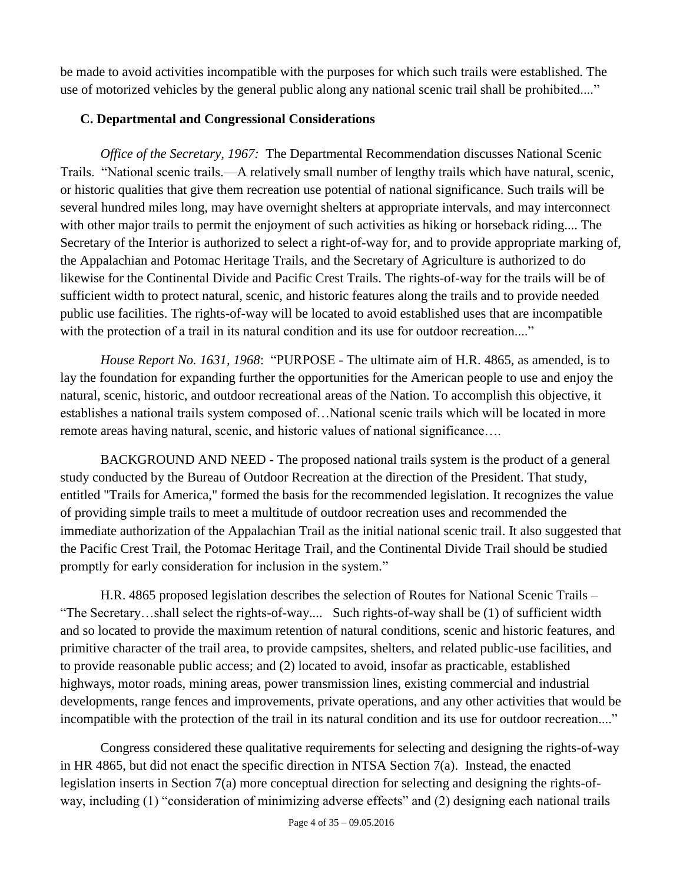be made to avoid activities incompatible with the purposes for which such trails were established. The use of motorized vehicles by the general public along any national scenic trail shall be prohibited...."

### C. Departmental and Congressional Considerations

*Office of the Secretary, 1967:* The Departmental Recommendation discusses National Scenic Trails. "National scenic trails.—A relatively small number of lengthy trails which have natural, scenic, or historic qualities that give them recreation use potential of national significance. Such trails will be several hundred miles long, may have overnight shelters at appropriate intervals, and may interconnect with other major trails to permit the enjoyment of such activities as hiking or horseback riding.... The Secretary of the Interior is authorized to select a right-of-way for, and to provide appropriate marking of, the Appalachian and Potomac Heritage Trails, and the Secretary of Agriculture is authorized to do likewise for the Continental Divide and Pacific Crest Trails. The rights-of-way for the trails will be of sufficient width to protect natural, scenic, and historic features along the trails and to provide needed public use facilities. The rights-of-way will be located to avoid established uses that are incompatible with the protection of a trail in its natural condition and its use for outdoor recreation...."

*House Report No. 1631, 1968*: "PURPOSE - The ultimate aim of H.R. 4865, as amended, is to lay the foundation for expanding further the opportunities for the American people to use and enjoy the natural, scenic, historic, and outdoor recreational areas of the Nation. To accomplish this objective, it establishes a national trails system composed of…National scenic trails which will be located in more remote areas having natural, scenic, and historic values of national significance….

BACKGROUND AND NEED - The proposed national trails system is the product of a general study conducted by the Bureau of Outdoor Recreation at the direction of the President. That study, entitled "Trails for America," formed the basis for the recommended legislation. It recognizes the value of providing simple trails to meet a multitude of outdoor recreation uses and recommended the immediate authorization of the Appalachian Trail as the initial national scenic trail. It also suggested that the Pacific Crest Trail, the Potomac Heritage Trail, and the Continental Divide Trail should be studied promptly for early consideration for inclusion in the system."

H.R. 4865 proposed legislation describes the selection of Routes for National Scenic Trails – "The Secretary…shall select the rights-of-way.... Such rights-of-way shall be (1) of sufficient width and so located to provide the maximum retention of natural conditions, scenic and historic features, and primitive character of the trail area, to provide campsites, shelters, and related public-use facilities, and to provide reasonable public access; and (2) located to avoid, insofar as practicable, established highways, motor roads, mining areas, power transmission lines, existing commercial and industrial developments, range fences and improvements, private operations, and any other activities that would be incompatible with the protection of the trail in its natural condition and its use for outdoor recreation...."

Congress considered these qualitative requirements for selecting and designing the rights-of-way in HR 4865, but did not enact the specific direction in NTSA Section 7(a). Instead, the enacted legislation inserts in Section 7(a) more conceptual direction for selecting and designing the rights-of-way, including (1) "consideration of minimizing adverse effects" and (2) designing each national trails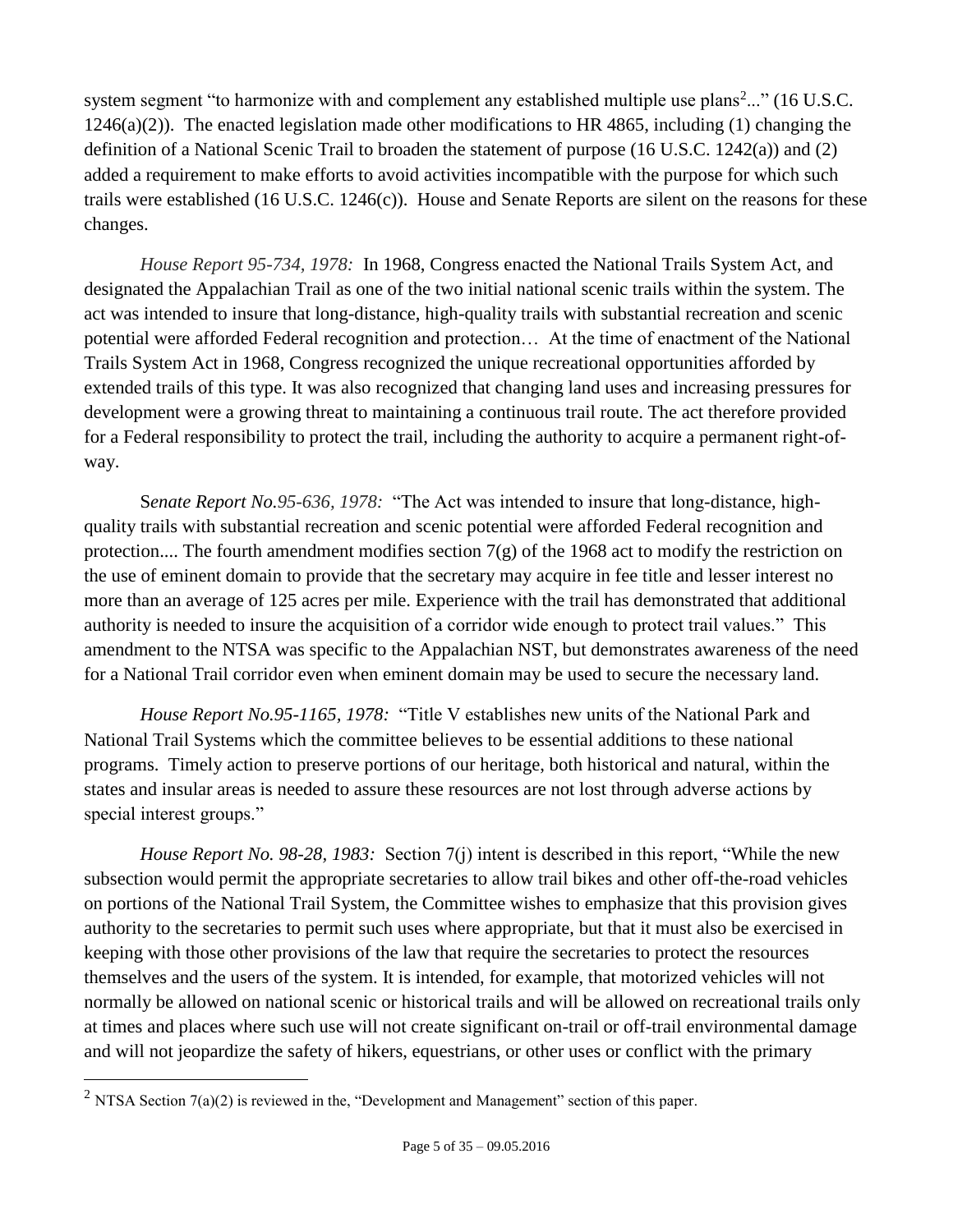system segment "to harmonize with and complement any established multiple use plans[2]..." (16 U.S.C. 1246(a)(2)). The enacted legislation made other modifications to HR 4865, including (1) changing the definition of a National Scenic Trail to broaden the statement of purpose (16 U.S.C. 1242(a)) and (2) added a requirement to make efforts to avoid activities incompatible with the purpose for which such trails were established (16 U.S.C. 1246(c)). House and Senate Reports are silent on the reasons for these changes.

*House Report 95-734, 1978:* In 1968, Congress enacted the National Trails System Act, and designated the Appalachian Trail as one of the two initial national scenic trails within the system. The act was intended to insure that long-distance, high-quality trails with substantial recreation and scenic potential were afforded Federal recognition and protection… At the time of enactment of the National Trails System Act in 1968, Congress recognized the unique recreational opportunities afforded by extended trails of this type. It was also recognized that changing land uses and increasing pressures for development were a growing threat to maintaining a continuous trail route. The act therefore provided for a Federal responsibility to protect the trail, including the authority to acquire a permanent right-of-way.

*Senate Report No.95-636, 1978:* "The Act was intended to insure that long-distance, high-quality trails with substantial recreation and scenic potential were afforded Federal recognition and protection.... The fourth amendment modifies section 7(g) of the 1968 act to modify the restriction on the use of eminent domain to provide that the secretary may acquire in fee title and lesser interest no more than an average of 125 acres per mile. Experience with the trail has demonstrated that additional authority is needed to insure the acquisition of a corridor wide enough to protect trail values." This amendment to the NTSA was specific to the Appalachian NST, but demonstrates awareness of the need for a National Trail corridor even when eminent domain may be used to secure the necessary land.

*House Report No.95-1165, 1978:* "Title V establishes new units of the National Park and National Trail Systems which the committee believes to be essential additions to these national programs. Timely action to preserve portions of our heritage, both historical and natural, within the states and insular areas is needed to assure these resources are not lost through adverse actions by special interest groups."

*House Report No. 98-28, 1983:* Section 7(j) intent is described in this report, "While the new subsection would permit the appropriate secretaries to allow trail bikes and other off-the-road vehicles on portions of the National Trail System, the Committee wishes to emphasize that this provision gives authority to the secretaries to permit such uses where appropriate, but that it must also be exercised in keeping with those other provisions of the law that require the secretaries to protect the resources themselves and the users of the system. It is intended, for example, that motorized vehicles will not normally be allowed on national scenic or historical trails and will be allowed on recreational trails only at times and places where such use will not create significant on-trail or off-trail environmental damage and will not jeopardize the safety of hikers, equestrians, or other uses or conflict with the primary

[2] NTSA Section 7(a)(2) is reviewed in the, "Development and Management" section of this paper.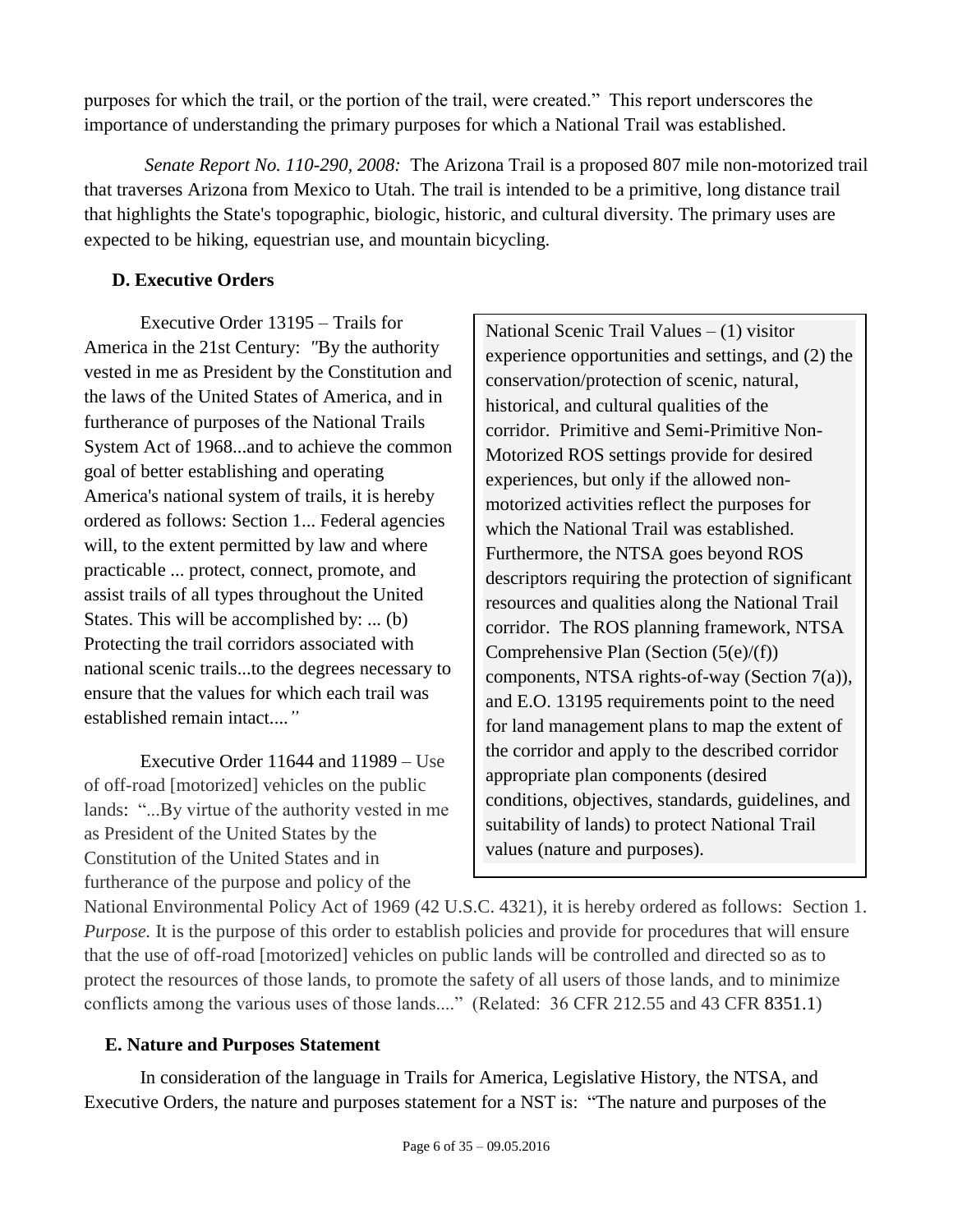purposes for which the trail, or the portion of the trail, were created." This report underscores the importance of understanding the primary purposes for which a National Trail was established.

*Senate Report No. 110-290, 2008:* The Arizona Trail is a proposed 807 mile non-motorized trail that traverses Arizona from Mexico to Utah. The trail is intended to be a primitive, long distance trail that highlights the State's topographic, biologic, historic, and cultural diversity. The primary uses are expected to be hiking, equestrian use, and mountain bicycling.

## D. Executive Orders

Executive Order 13195 – Trails for America in the 21st Century: *"*By the authority vested in me as President by the Constitution and the laws of the United States of America, and in furtherance of purposes of the National Trails System Act of 1968...and to achieve the common goal of better establishing and operating America's national system of trails, it is hereby ordered as follows: Section 1... Federal agencies will, to the extent permitted by law and where practicable ... protect, connect, promote, and assist trails of all types throughout the United States. This will be accomplished by: ... (b) Protecting the trail corridors associated with national scenic trails...to the degrees necessary to ensure that the values for which each trail was established remain intact....*"*

> National Scenic Trail Values – (1) visitor experience opportunities and settings, and (2) the conservation/protection of scenic, natural, historical, and cultural qualities of the corridor. Primitive and Semi-Primitive Non-Motorized ROS settings provide for desired experiences, but only if the allowed non-motorized activities reflect the purposes for which the National Trail was established. Furthermore, the NTSA goes beyond ROS descriptors requiring the protection of significant resources and qualities along the National Trail corridor. The ROS planning framework, NTSA Comprehensive Plan (Section (5(e)/(f)) components, NTSA rights-of-way (Section 7(a)), and E.O. 13195 requirements point to the need for land management plans to map the extent of the corridor and apply to the described corridor appropriate plan components (desired conditions, objectives, standards, guidelines, and suitability of lands) to protect National Trail values (nature and purposes).

Executive Order 11644 and 11989 – Use of off-road [motorized] vehicles on the public lands: "...By virtue of the authority vested in me as President of the United States by the Constitution of the United States and in furtherance of the purpose and policy of the National Environmental Policy Act of 1969 (42 U.S.C. 4321), it is hereby ordered as follows: Section 1. *Purpose.* It is the purpose of this order to establish policies and provide for procedures that will ensure that the use of off-road [motorized] vehicles on public lands will be controlled and directed so as to protect the resources of those lands, to promote the safety of all users of those lands, and to minimize conflicts among the various uses of those lands...." (Related: 36 CFR 212.55 and 43 CFR 8351.1)

## E. Nature and Purposes Statement

In consideration of the language in Trails for America, Legislative History, the NTSA, and Executive Orders, the nature and purposes statement for a NST is: "The nature and purposes of the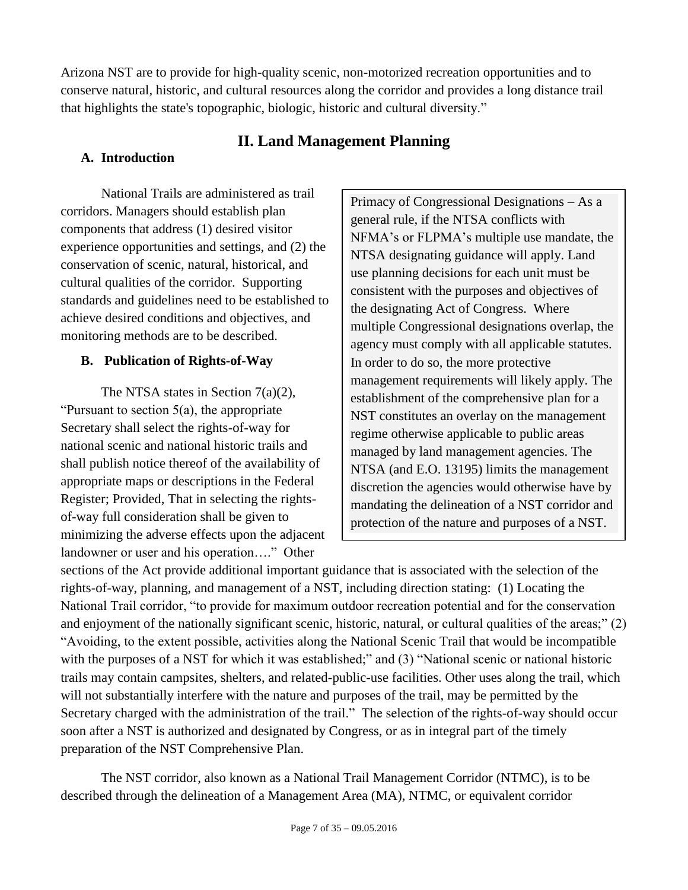Arizona NST are to provide for high-quality scenic, non-motorized recreation opportunities and to conserve natural, historic, and cultural resources along the corridor and provides a long distance trail that highlights the state's topographic, biologic, historic and cultural diversity."

## II. Land Management Planning

### A. Introduction

National Trails are administered as trail corridors. Managers should establish plan components that address (1) desired visitor experience opportunities and settings, and (2) the conservation of scenic, natural, historical, and cultural qualities of the corridor. Supporting standards and guidelines need to be established to achieve desired conditions and objectives, and monitoring methods are to be described.

> Primacy of Congressional Designations – As a general rule, if the NTSA conflicts with NFMA's or FLPMA's multiple use mandate, the NTSA designating guidance will apply. Land use planning decisions for each unit must be consistent with the purposes and objectives of the designating Act of Congress. Where multiple Congressional designations overlap, the agency must comply with all applicable statutes. In order to do so, the more protective management requirements will likely apply. The establishment of the comprehensive plan for a NST constitutes an overlay on the management regime otherwise applicable to public areas managed by land management agencies. The NTSA (and E.O. 13195) limits the management discretion the agencies would otherwise have by mandating the delineation of a NST corridor and protection of the nature and purposes of a NST.

### B. Publication of Rights-of-Way

The NTSA states in Section 7(a)(2), "Pursuant to section 5(a), the appropriate Secretary shall select the rights-of-way for national scenic and national historic trails and shall publish notice thereof of the availability of appropriate maps or descriptions in the Federal Register; Provided, That in selecting the rights-of-way full consideration shall be given to minimizing the adverse effects upon the adjacent landowner or user and his operation…." Other sections of the Act provide additional important guidance that is associated with the selection of the rights-of-way, planning, and management of a NST, including direction stating: (1) Locating the National Trail corridor, "to provide for maximum outdoor recreation potential and for the conservation and enjoyment of the nationally significant scenic, historic, natural, or cultural qualities of the areas;" (2) "Avoiding, to the extent possible, activities along the National Scenic Trail that would be incompatible with the purposes of a NST for which it was established;" and (3) "National scenic or national historic trails may contain campsites, shelters, and related-public-use facilities. Other uses along the trail, which will not substantially interfere with the nature and purposes of the trail, may be permitted by the Secretary charged with the administration of the trail." The selection of the rights-of-way should occur soon after a NST is authorized and designated by Congress, or as in integral part of the timely preparation of the NST Comprehensive Plan.

The NST corridor, also known as a National Trail Management Corridor (NTMC), is to be described through the delineation of a Management Area (MA), NTMC, or equivalent corridor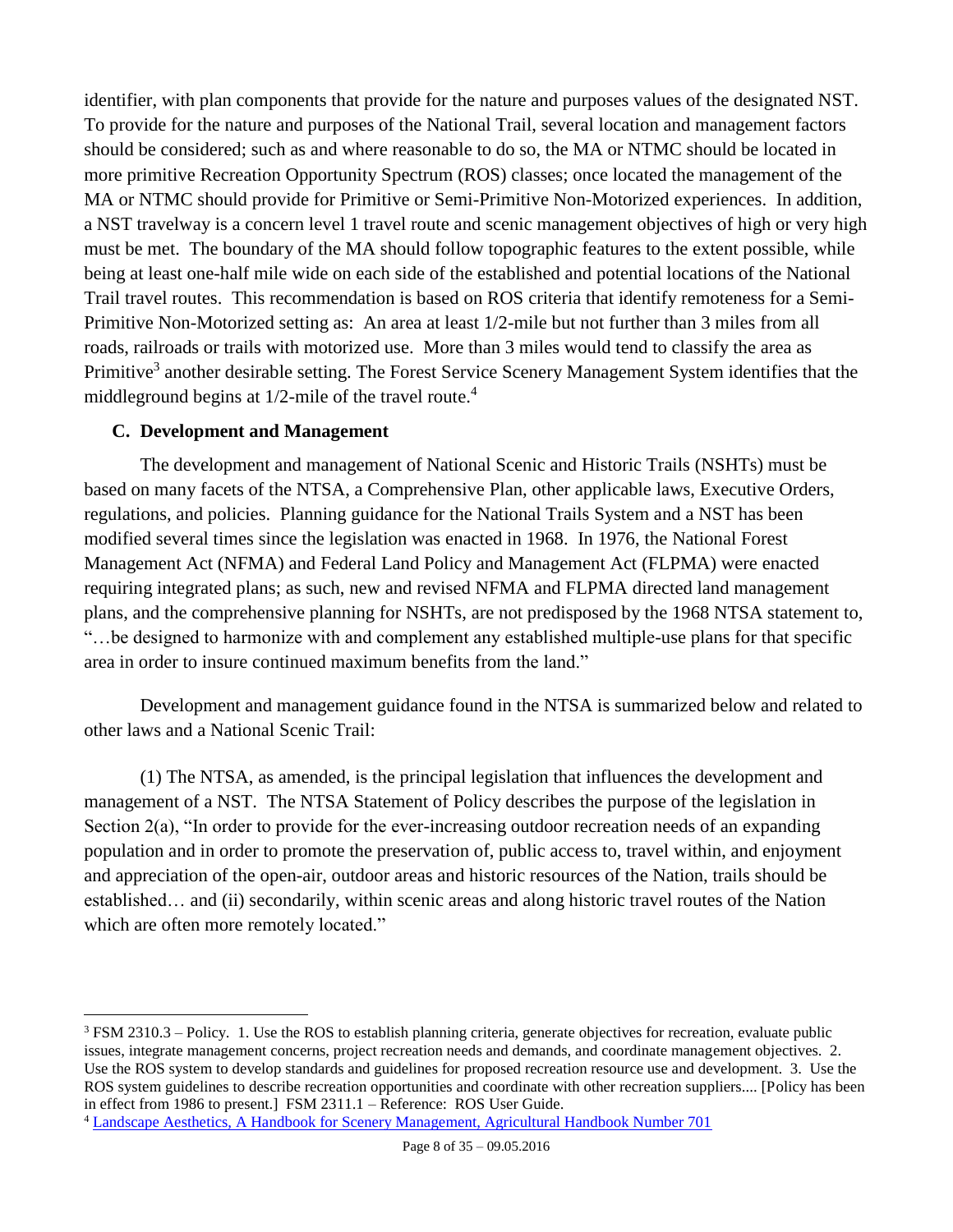identifier, with plan components that provide for the nature and purposes values of the designated NST. To provide for the nature and purposes of the National Trail, several location and management factors should be considered; such as and where reasonable to do so, the MA or NTMC should be located in more primitive Recreation Opportunity Spectrum (ROS) classes; once located the management of the MA or NTMC should provide for Primitive or Semi-Primitive Non-Motorized experiences. In addition, a NST travelway is a concern level 1 travel route and scenic management objectives of high or very high must be met. The boundary of the MA should follow topographic features to the extent possible, while being at least one-half mile wide on each side of the established and potential locations of the National Trail travel routes. This recommendation is based on ROS criteria that identify remoteness for a Semi-Primitive Non-Motorized setting as: An area at least 1/2-mile but not further than 3 miles from all roads, railroads or trails with motorized use. More than 3 miles would tend to classify the area as Primitive[3] another desirable setting. The Forest Service Scenery Management System identifies that the middleground begins at 1/2-mile of the travel route.[4]

### C. Development and Management

The development and management of National Scenic and Historic Trails (NSHTs) must be based on many facets of the NTSA, a Comprehensive Plan, other applicable laws, Executive Orders, regulations, and policies. Planning guidance for the National Trails System and a NST has been modified several times since the legislation was enacted in 1968. In 1976, the National Forest Management Act (NFMA) and Federal Land Policy and Management Act (FLPMA) were enacted requiring integrated plans; as such, new and revised NFMA and FLPMA directed land management plans, and the comprehensive planning for NSHTs, are not predisposed by the 1968 NTSA statement to, "…be designed to harmonize with and complement any established multiple-use plans for that specific area in order to insure continued maximum benefits from the land."

Development and management guidance found in the NTSA is summarized below and related to other laws and a National Scenic Trail:

(1) The NTSA, as amended, is the principal legislation that influences the development and management of a NST. The NTSA Statement of Policy describes the purpose of the legislation in Section 2(a), "In order to provide for the ever-increasing outdoor recreation needs of an expanding population and in order to promote the preservation of, public access to, travel within, and enjoyment and appreciation of the open-air, outdoor areas and historic resources of the Nation, trails should be established… and (ii) secondarily, within scenic areas and along historic travel routes of the Nation which are often more remotely located."

---

[3] FSM 2310.3 – Policy. 1. Use the ROS to establish planning criteria, generate objectives for recreation, evaluate public issues, integrate management concerns, project recreation needs and demands, and coordinate management objectives. 2. Use the ROS system to develop standards and guidelines for proposed recreation resource use and development. 3. Use the ROS system guidelines to describe recreation opportunities and coordinate with other recreation suppliers.... [Policy has been in effect from 1986 to present.] FSM 2311.1 – Reference: ROS User Guide.

[4] Landscape Aesthetics, A Handbook for Scenery Management, Agricultural Handbook Number 701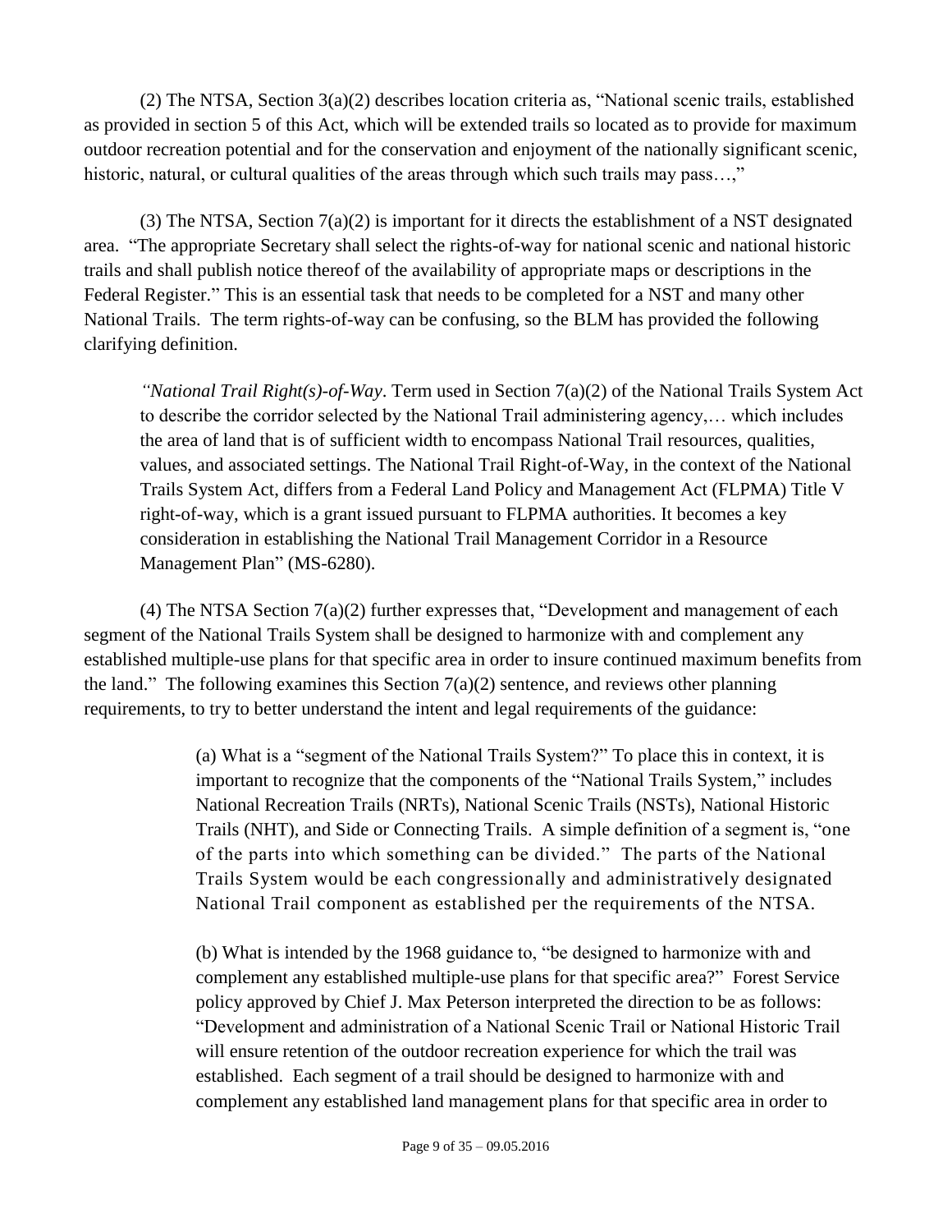(2) The NTSA, Section 3(a)(2) describes location criteria as, "National scenic trails, established as provided in section 5 of this Act, which will be extended trails so located as to provide for maximum outdoor recreation potential and for the conservation and enjoyment of the nationally significant scenic, historic, natural, or cultural qualities of the areas through which such trails may pass…,"

(3) The NTSA, Section 7(a)(2) is important for it directs the establishment of a NST designated area. "The appropriate Secretary shall select the rights-of-way for national scenic and national historic trails and shall publish notice thereof of the availability of appropriate maps or descriptions in the Federal Register." This is an essential task that needs to be completed for a NST and many other National Trails. The term rights-of-way can be confusing, so the BLM has provided the following clarifying definition.

> *"National Trail Right(s)-of-Way*. Term used in Section 7(a)(2) of the National Trails System Act to describe the corridor selected by the National Trail administering agency,… which includes the area of land that is of sufficient width to encompass National Trail resources, qualities, values, and associated settings. The National Trail Right-of-Way, in the context of the National Trails System Act, differs from a Federal Land Policy and Management Act (FLPMA) Title V right-of-way, which is a grant issued pursuant to FLPMA authorities. It becomes a key consideration in establishing the National Trail Management Corridor in a Resource Management Plan" (MS-6280).

(4) The NTSA Section 7(a)(2) further expresses that, "Development and management of each segment of the National Trails System shall be designed to harmonize with and complement any established multiple-use plans for that specific area in order to insure continued maximum benefits from the land." The following examines this Section 7(a)(2) sentence, and reviews other planning requirements, to try to better understand the intent and legal requirements of the guidance:

> (a) What is a "segment of the National Trails System?" To place this in context, it is important to recognize that the components of the "National Trails System," includes National Recreation Trails (NRTs), National Scenic Trails (NSTs), National Historic Trails (NHT), and Side or Connecting Trails. A simple definition of a segment is, "one of the parts into which something can be divided." The parts of the National Trails System would be each congressionally and administratively designated National Trail component as established per the requirements of the NTSA.
>
> (b) What is intended by the 1968 guidance to, "be designed to harmonize with and complement any established multiple-use plans for that specific area?" Forest Service policy approved by Chief J. Max Peterson interpreted the direction to be as follows: "Development and administration of a National Scenic Trail or National Historic Trail will ensure retention of the outdoor recreation experience for which the trail was established. Each segment of a trail should be designed to harmonize with and complement any established land management plans for that specific area in order to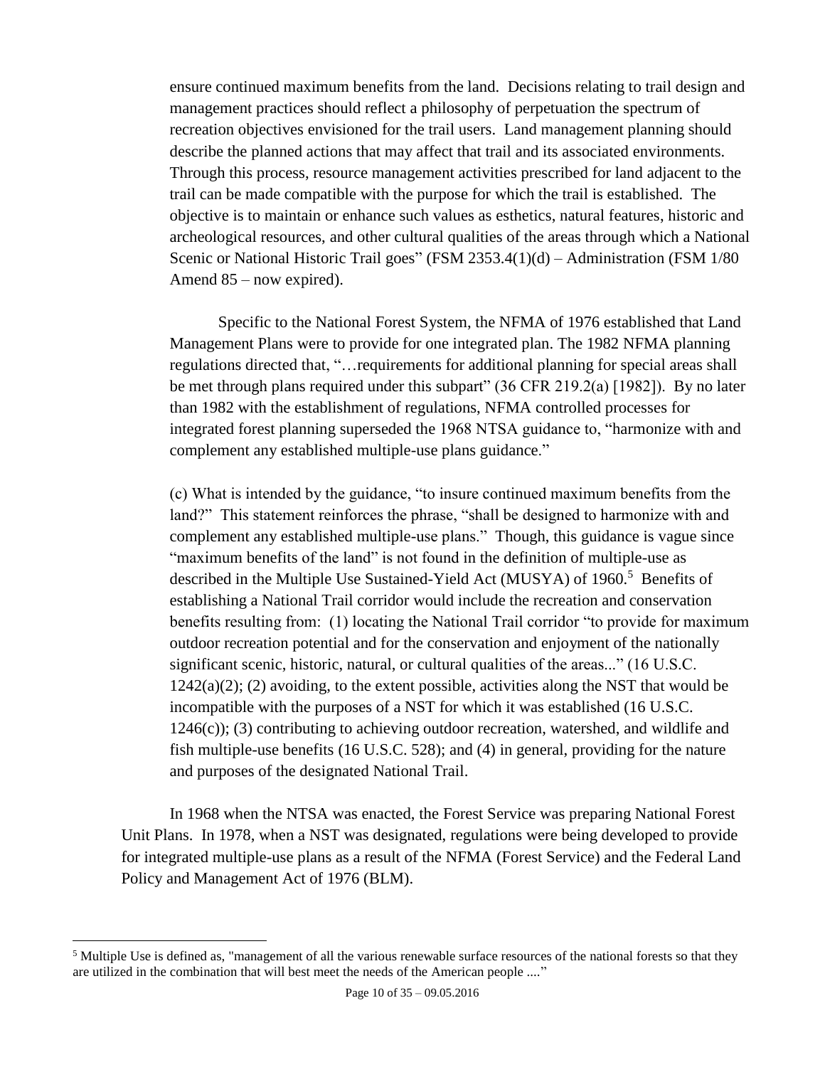ensure continued maximum benefits from the land. Decisions relating to trail design and management practices should reflect a philosophy of perpetuation the spectrum of recreation objectives envisioned for the trail users. Land management planning should describe the planned actions that may affect that trail and its associated environments. Through this process, resource management activities prescribed for land adjacent to the trail can be made compatible with the purpose for which the trail is established. The objective is to maintain or enhance such values as esthetics, natural features, historic and archeological resources, and other cultural qualities of the areas through which a National Scenic or National Historic Trail goes" (FSM 2353.4(1)(d) – Administration (FSM 1/80 Amend 85 – now expired).

Specific to the National Forest System, the NFMA of 1976 established that Land Management Plans were to provide for one integrated plan. The 1982 NFMA planning regulations directed that, "…requirements for additional planning for special areas shall be met through plans required under this subpart" (36 CFR 219.2(a) [1982]). By no later than 1982 with the establishment of regulations, NFMA controlled processes for integrated forest planning superseded the 1968 NTSA guidance to, "harmonize with and complement any established multiple-use plans guidance."

(c) What is intended by the guidance, "to insure continued maximum benefits from the land?" This statement reinforces the phrase, "shall be designed to harmonize with and complement any established multiple-use plans." Though, this guidance is vague since "maximum benefits of the land" is not found in the definition of multiple-use as described in the Multiple Use Sustained-Yield Act (MUSYA) of 1960.[5] Benefits of establishing a National Trail corridor would include the recreation and conservation benefits resulting from: (1) locating the National Trail corridor "to provide for maximum outdoor recreation potential and for the conservation and enjoyment of the nationally significant scenic, historic, natural, or cultural qualities of the areas..." (16 U.S.C. 1242(a)(2); (2) avoiding, to the extent possible, activities along the NST that would be incompatible with the purposes of a NST for which it was established (16 U.S.C. 1246(c)); (3) contributing to achieving outdoor recreation, watershed, and wildlife and fish multiple-use benefits (16 U.S.C. 528); and (4) in general, providing for the nature and purposes of the designated National Trail.

In 1968 when the NTSA was enacted, the Forest Service was preparing National Forest Unit Plans. In 1978, when a NST was designated, regulations were being developed to provide for integrated multiple-use plans as a result of the NFMA (Forest Service) and the Federal Land Policy and Management Act of 1976 (BLM).

---

[5] Multiple Use is defined as, "management of all the various renewable surface resources of the national forests so that they are utilized in the combination that will best meet the needs of the American people ...."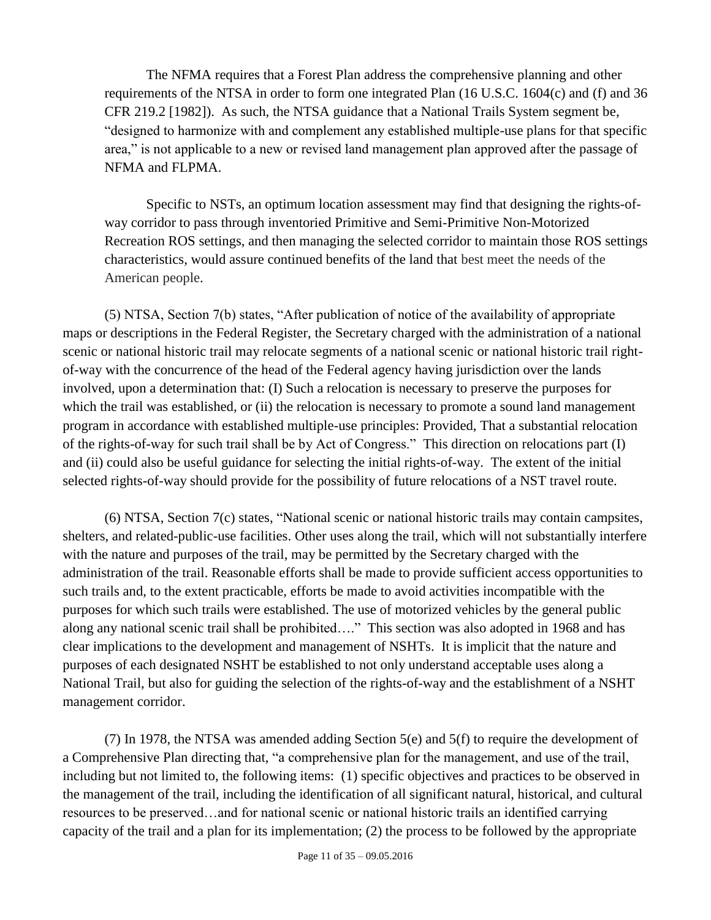The NFMA requires that a Forest Plan address the comprehensive planning and other requirements of the NTSA in order to form one integrated Plan (16 U.S.C. 1604(c) and (f) and 36 CFR 219.2 [1982]). As such, the NTSA guidance that a National Trails System segment be, "designed to harmonize with and complement any established multiple-use plans for that specific area," is not applicable to a new or revised land management plan approved after the passage of NFMA and FLPMA.

Specific to NSTs, an optimum location assessment may find that designing the rights-of-way corridor to pass through inventoried Primitive and Semi-Primitive Non-Motorized Recreation ROS settings, and then managing the selected corridor to maintain those ROS settings characteristics, would assure continued benefits of the land that best meet the needs of the American people.

(5) NTSA, Section 7(b) states, "After publication of notice of the availability of appropriate maps or descriptions in the Federal Register, the Secretary charged with the administration of a national scenic or national historic trail may relocate segments of a national scenic or national historic trail right-of-way with the concurrence of the head of the Federal agency having jurisdiction over the lands involved, upon a determination that: (I) Such a relocation is necessary to preserve the purposes for which the trail was established, or (ii) the relocation is necessary to promote a sound land management program in accordance with established multiple-use principles: Provided, That a substantial relocation of the rights-of-way for such trail shall be by Act of Congress." This direction on relocations part (I) and (ii) could also be useful guidance for selecting the initial rights-of-way. The extent of the initial selected rights-of-way should provide for the possibility of future relocations of a NST travel route.

(6) NTSA, Section 7(c) states, "National scenic or national historic trails may contain campsites, shelters, and related-public-use facilities. Other uses along the trail, which will not substantially interfere with the nature and purposes of the trail, may be permitted by the Secretary charged with the administration of the trail. Reasonable efforts shall be made to provide sufficient access opportunities to such trails and, to the extent practicable, efforts be made to avoid activities incompatible with the purposes for which such trails were established. The use of motorized vehicles by the general public along any national scenic trail shall be prohibited…." This section was also adopted in 1968 and has clear implications to the development and management of NSHTs. It is implicit that the nature and purposes of each designated NSHT be established to not only understand acceptable uses along a National Trail, but also for guiding the selection of the rights-of-way and the establishment of a NSHT management corridor.

(7) In 1978, the NTSA was amended adding Section 5(e) and 5(f) to require the development of a Comprehensive Plan directing that, "a comprehensive plan for the management, and use of the trail, including but not limited to, the following items: (1) specific objectives and practices to be observed in the management of the trail, including the identification of all significant natural, historical, and cultural resources to be preserved…and for national scenic or national historic trails an identified carrying capacity of the trail and a plan for its implementation; (2) the process to be followed by the appropriate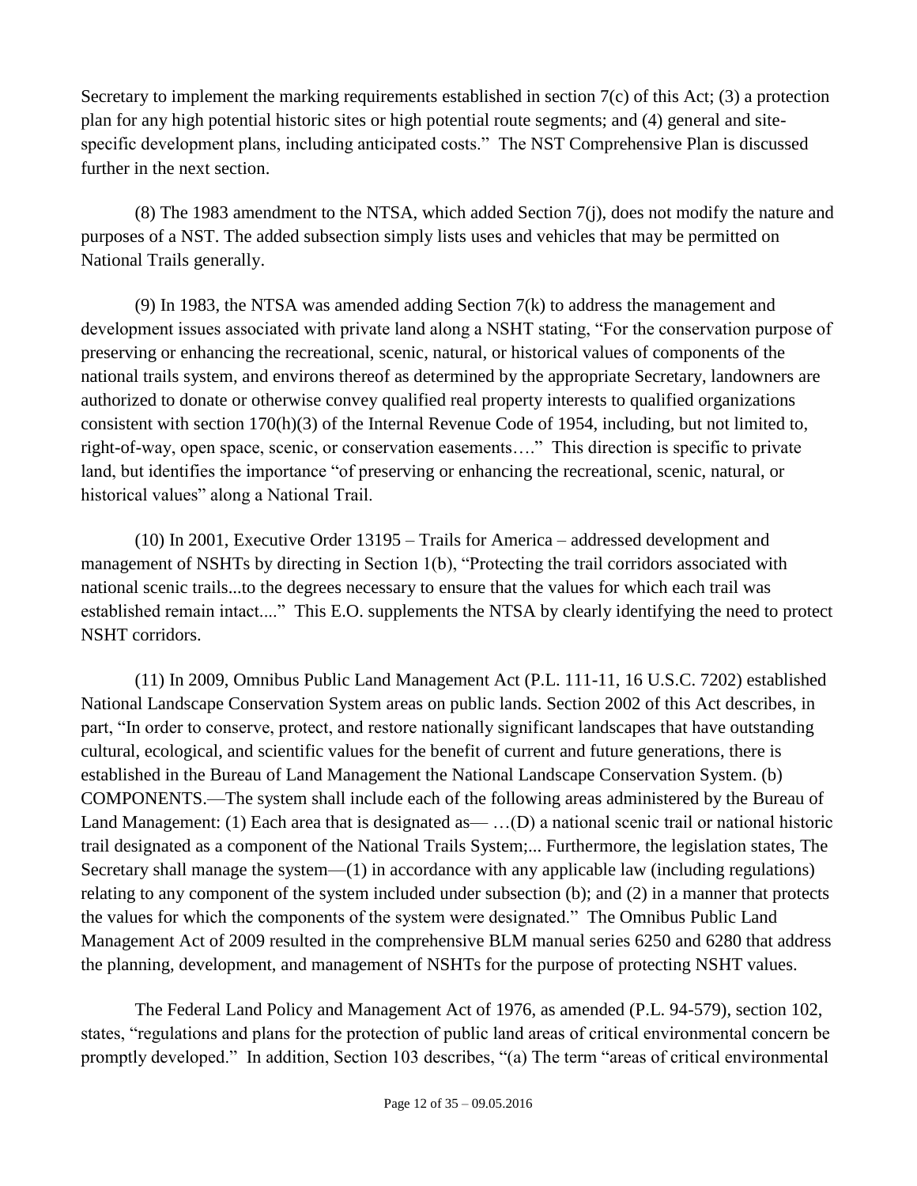Secretary to implement the marking requirements established in section 7(c) of this Act; (3) a protection plan for any high potential historic sites or high potential route segments; and (4) general and site-specific development plans, including anticipated costs." The NST Comprehensive Plan is discussed further in the next section.

(8) The 1983 amendment to the NTSA, which added Section 7(j), does not modify the nature and purposes of a NST. The added subsection simply lists uses and vehicles that may be permitted on National Trails generally.

(9) In 1983, the NTSA was amended adding Section 7(k) to address the management and development issues associated with private land along a NSHT stating, "For the conservation purpose of preserving or enhancing the recreational, scenic, natural, or historical values of components of the national trails system, and environs thereof as determined by the appropriate Secretary, landowners are authorized to donate or otherwise convey qualified real property interests to qualified organizations consistent with section 170(h)(3) of the Internal Revenue Code of 1954, including, but not limited to, right-of-way, open space, scenic, or conservation easements…." This direction is specific to private land, but identifies the importance "of preserving or enhancing the recreational, scenic, natural, or historical values" along a National Trail.

(10) In 2001, Executive Order 13195 – Trails for America – addressed development and management of NSHTs by directing in Section 1(b), "Protecting the trail corridors associated with national scenic trails...to the degrees necessary to ensure that the values for which each trail was established remain intact...." This E.O. supplements the NTSA by clearly identifying the need to protect NSHT corridors.

(11) In 2009, Omnibus Public Land Management Act (P.L. 111-11, 16 U.S.C. 7202) established National Landscape Conservation System areas on public lands. Section 2002 of this Act describes, in part, "In order to conserve, protect, and restore nationally significant landscapes that have outstanding cultural, ecological, and scientific values for the benefit of current and future generations, there is established in the Bureau of Land Management the National Landscape Conservation System. (b) COMPONENTS.—The system shall include each of the following areas administered by the Bureau of Land Management: (1) Each area that is designated as— …(D) a national scenic trail or national historic trail designated as a component of the National Trails System;... Furthermore, the legislation states, The Secretary shall manage the system—(1) in accordance with any applicable law (including regulations) relating to any component of the system included under subsection (b); and (2) in a manner that protects the values for which the components of the system were designated." The Omnibus Public Land Management Act of 2009 resulted in the comprehensive BLM manual series 6250 and 6280 that address the planning, development, and management of NSHTs for the purpose of protecting NSHT values.

The Federal Land Policy and Management Act of 1976, as amended (P.L. 94-579), section 102, states, "regulations and plans for the protection of public land areas of critical environmental concern be promptly developed." In addition, Section 103 describes, "(a) The term "areas of critical environmental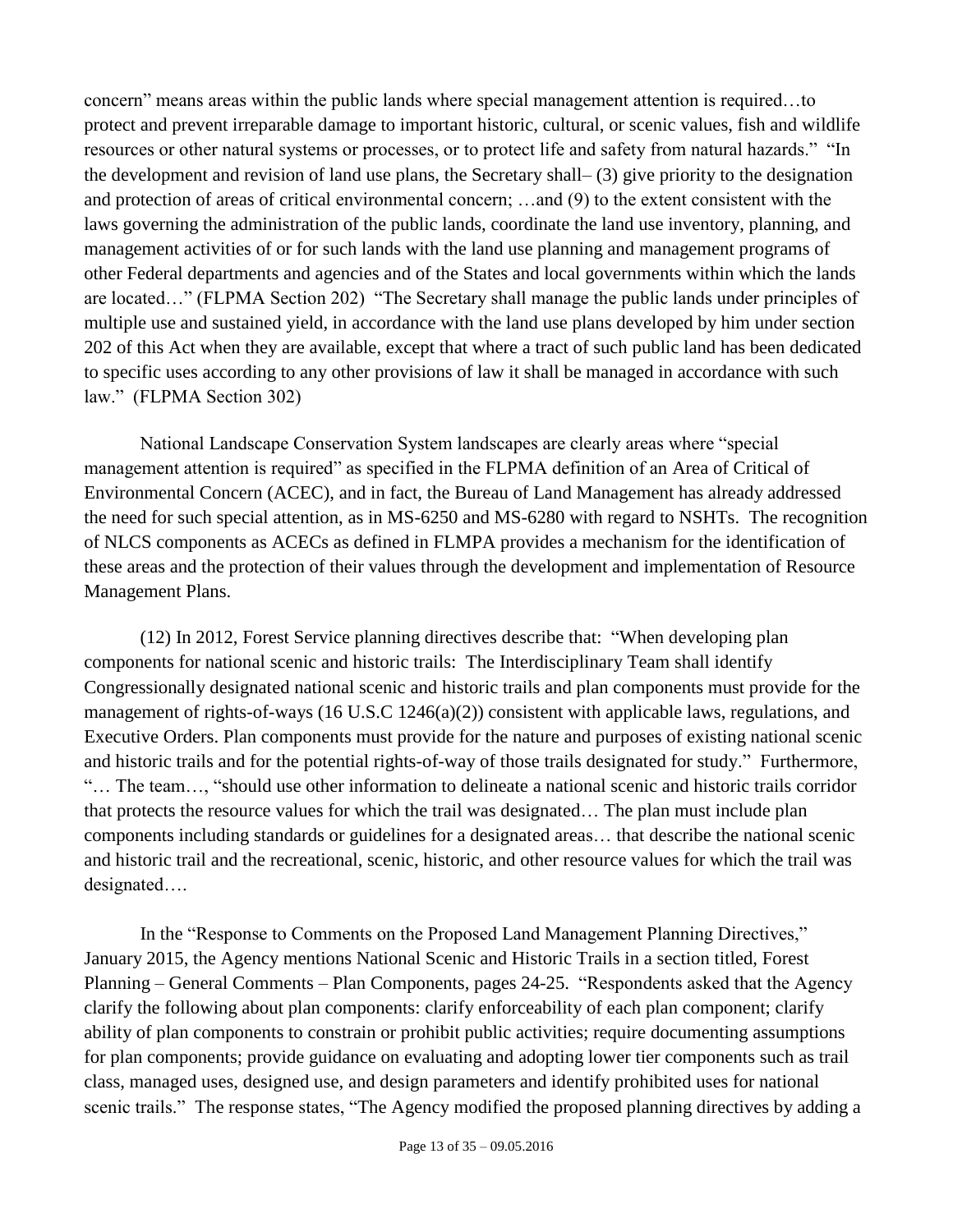concern" means areas within the public lands where special management attention is required…to protect and prevent irreparable damage to important historic, cultural, or scenic values, fish and wildlife resources or other natural systems or processes, or to protect life and safety from natural hazards." "In the development and revision of land use plans, the Secretary shall– (3) give priority to the designation and protection of areas of critical environmental concern; …and (9) to the extent consistent with the laws governing the administration of the public lands, coordinate the land use inventory, planning, and management activities of or for such lands with the land use planning and management programs of other Federal departments and agencies and of the States and local governments within which the lands are located…" (FLPMA Section 202) "The Secretary shall manage the public lands under principles of multiple use and sustained yield, in accordance with the land use plans developed by him under section 202 of this Act when they are available, except that where a tract of such public land has been dedicated to specific uses according to any other provisions of law it shall be managed in accordance with such law." (FLPMA Section 302)

National Landscape Conservation System landscapes are clearly areas where "special management attention is required" as specified in the FLPMA definition of an Area of Critical of Environmental Concern (ACEC), and in fact, the Bureau of Land Management has already addressed the need for such special attention, as in MS-6250 and MS-6280 with regard to NSHTs. The recognition of NLCS components as ACECs as defined in FLMPA provides a mechanism for the identification of these areas and the protection of their values through the development and implementation of Resource Management Plans.

(12) In 2012, Forest Service planning directives describe that: "When developing plan components for national scenic and historic trails: The Interdisciplinary Team shall identify Congressionally designated national scenic and historic trails and plan components must provide for the management of rights-of-ways (16 U.S.C 1246(a)(2)) consistent with applicable laws, regulations, and Executive Orders. Plan components must provide for the nature and purposes of existing national scenic and historic trails and for the potential rights-of-way of those trails designated for study." Furthermore, "… The team…, "should use other information to delineate a national scenic and historic trails corridor that protects the resource values for which the trail was designated… The plan must include plan components including standards or guidelines for a designated areas… that describe the national scenic and historic trail and the recreational, scenic, historic, and other resource values for which the trail was designated….

In the "Response to Comments on the Proposed Land Management Planning Directives," January 2015, the Agency mentions National Scenic and Historic Trails in a section titled, Forest Planning – General Comments – Plan Components, pages 24-25. "Respondents asked that the Agency clarify the following about plan components: clarify enforceability of each plan component; clarify ability of plan components to constrain or prohibit public activities; require documenting assumptions for plan components; provide guidance on evaluating and adopting lower tier components such as trail class, managed uses, designed use, and design parameters and identify prohibited uses for national scenic trails." The response states, "The Agency modified the proposed planning directives by adding a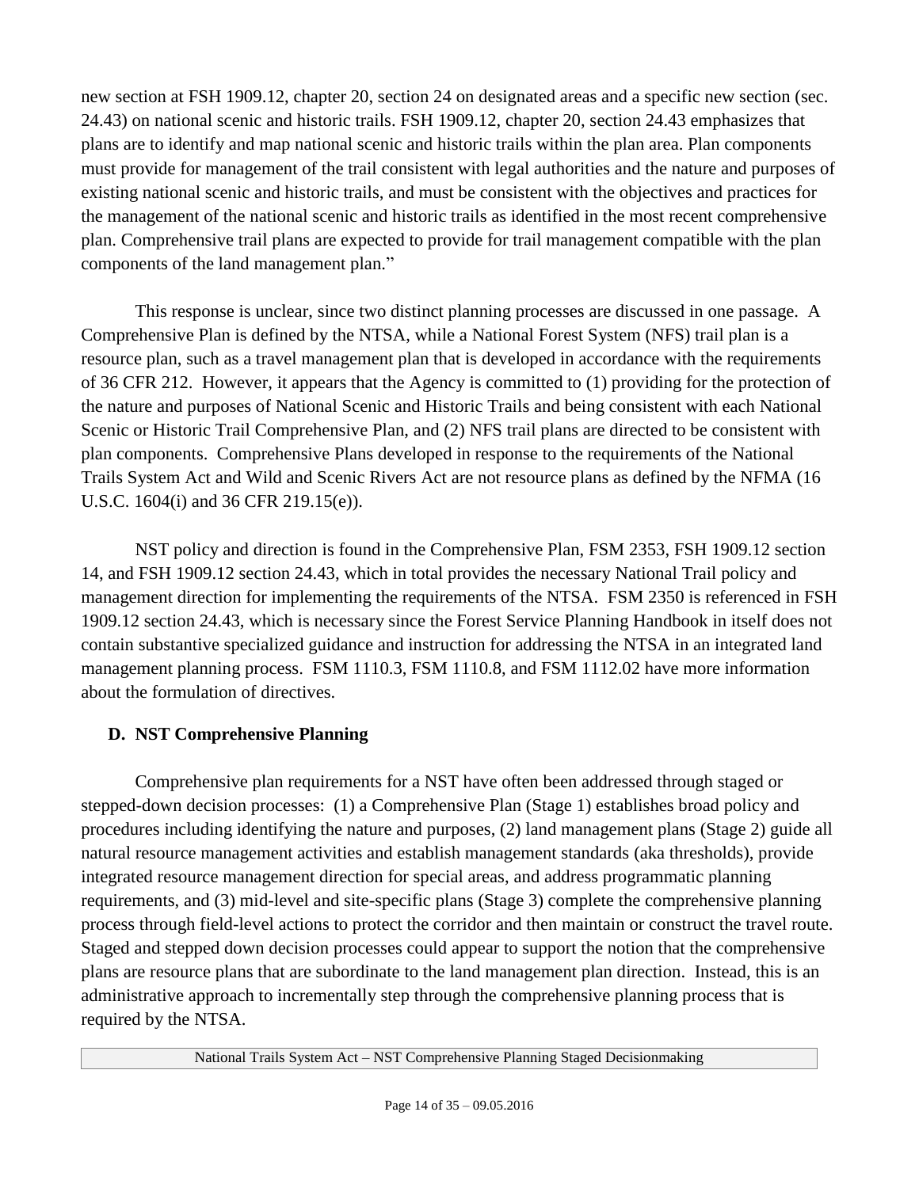new section at FSH 1909.12, chapter 20, section 24 on designated areas and a specific new section (sec. 24.43) on national scenic and historic trails. FSH 1909.12, chapter 20, section 24.43 emphasizes that plans are to identify and map national scenic and historic trails within the plan area. Plan components must provide for management of the trail consistent with legal authorities and the nature and purposes of existing national scenic and historic trails, and must be consistent with the objectives and practices for the management of the national scenic and historic trails as identified in the most recent comprehensive plan. Comprehensive trail plans are expected to provide for trail management compatible with the plan components of the land management plan."

This response is unclear, since two distinct planning processes are discussed in one passage. A Comprehensive Plan is defined by the NTSA, while a National Forest System (NFS) trail plan is a resource plan, such as a travel management plan that is developed in accordance with the requirements of 36 CFR 212. However, it appears that the Agency is committed to (1) providing for the protection of the nature and purposes of National Scenic and Historic Trails and being consistent with each National Scenic or Historic Trail Comprehensive Plan, and (2) NFS trail plans are directed to be consistent with plan components. Comprehensive Plans developed in response to the requirements of the National Trails System Act and Wild and Scenic Rivers Act are not resource plans as defined by the NFMA (16 U.S.C. 1604(i) and 36 CFR 219.15(e)).

NST policy and direction is found in the Comprehensive Plan, FSM 2353, FSH 1909.12 section 14, and FSH 1909.12 section 24.43, which in total provides the necessary National Trail policy and management direction for implementing the requirements of the NTSA. FSM 2350 is referenced in FSH 1909.12 section 24.43, which is necessary since the Forest Service Planning Handbook in itself does not contain substantive specialized guidance and instruction for addressing the NTSA in an integrated land management planning process. FSM 1110.3, FSM 1110.8, and FSM 1112.02 have more information about the formulation of directives.

### D. NST Comprehensive Planning

Comprehensive plan requirements for a NST have often been addressed through staged or stepped-down decision processes: (1) a Comprehensive Plan (Stage 1) establishes broad policy and procedures including identifying the nature and purposes, (2) land management plans (Stage 2) guide all natural resource management activities and establish management standards (aka thresholds), provide integrated resource management direction for special areas, and address programmatic planning requirements, and (3) mid-level and site-specific plans (Stage 3) complete the comprehensive planning process through field-level actions to protect the corridor and then maintain or construct the travel route. Staged and stepped down decision processes could appear to support the notion that the comprehensive plans are resource plans that are subordinate to the land management plan direction. Instead, this is an administrative approach to incrementally step through the comprehensive planning process that is required by the NTSA.

| National Trails System Act – NST Comprehensive Planning Staged Decisionmaking |
| --- |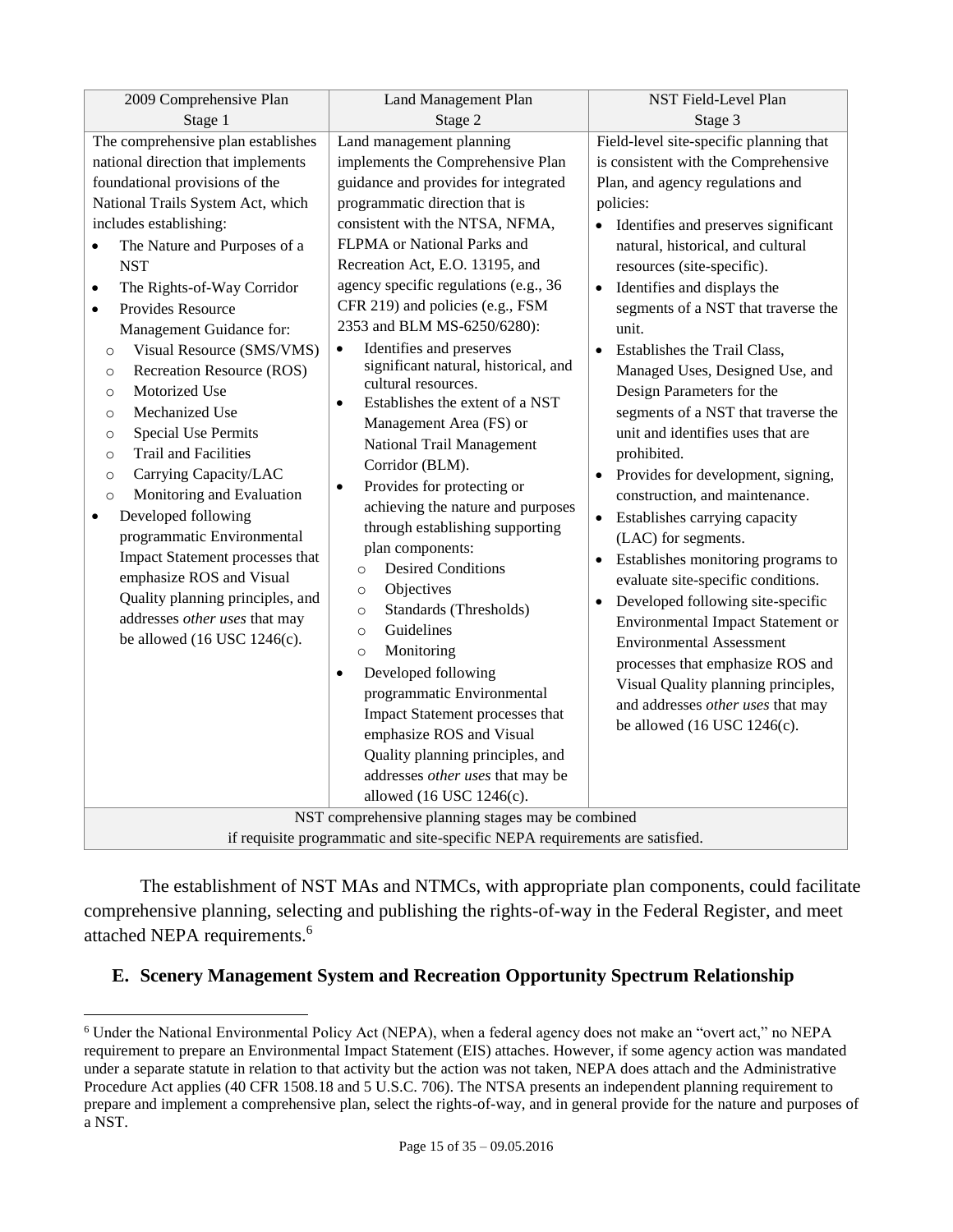| 2009 Comprehensive Plan<br>Stage 1 | Land Management Plan<br>Stage 2 | NST Field-Level Plan<br>Stage 3 |
|---|---|---|
| The comprehensive plan establishes national direction that implements foundational provisions of the National Trails System Act, which includes establishing:<br>• The Nature and Purposes of a NST<br>• The Rights-of-Way Corridor<br>• Provides Resource Management Guidance for:<br>  ○ Visual Resource (SMS/VMS)<br>  ○ Recreation Resource (ROS)<br>  ○ Motorized Use<br>  ○ Mechanized Use<br>  ○ Special Use Permits<br>  ○ Trail and Facilities<br>  ○ Carrying Capacity/LAC<br>  ○ Monitoring and Evaluation<br>• Developed following programmatic Environmental Impact Statement processes that emphasize ROS and Visual Quality planning principles, and addresses *other uses* that may be allowed (16 USC 1246(c). | Land management planning implements the Comprehensive Plan guidance and provides for integrated programmatic direction that is consistent with the NTSA, NFMA, FLPMA or National Parks and Recreation Act, E.O. 13195, and agency specific regulations (e.g., 36 CFR 219) and policies (e.g., FSM 2353 and BLM MS-6250/6280):<br>• Identifies and preserves significant natural, historical, and cultural resources.<br>• Establishes the extent of a NST Management Area (FS) or National Trail Management Corridor (BLM).<br>• Provides for protecting or achieving the nature and purposes through establishing supporting plan components:<br>  ○ Desired Conditions<br>  ○ Objectives<br>  ○ Standards (Thresholds)<br>  ○ Guidelines<br>  ○ Monitoring<br>• Developed following programmatic Environmental Impact Statement processes that emphasize ROS and Visual Quality planning principles, and addresses *other uses* that may be allowed (16 USC 1246(c). | Field-level site-specific planning that is consistent with the Comprehensive Plan, and agency regulations and policies:<br>• Identifies and preserves significant natural, historical, and cultural resources (site-specific).<br>• Identifies and displays the segments of a NST that traverse the unit.<br>• Establishes the Trail Class, Managed Uses, Designed Use, and Design Parameters for the segments of a NST that traverse the unit and identifies uses that are prohibited.<br>• Provides for development, signing, construction, and maintenance.<br>• Establishes carrying capacity (LAC) for segments.<br>• Establishes monitoring programs to evaluate site-specific conditions.<br>• Developed following site-specific Environmental Impact Statement or Environmental Assessment processes that emphasize ROS and Visual Quality planning principles, and addresses *other uses* that may be allowed (16 USC 1246(c). |
| NST comprehensive planning stages may be combined if requisite programmatic and site-specific NEPA requirements are satisfied. | | |

The establishment of NST MAs and NTMCs, with appropriate plan components, could facilitate comprehensive planning, selecting and publishing the rights-of-way in the Federal Register, and meet attached NEPA requirements.[6]

## E. Scenery Management System and Recreation Opportunity Spectrum Relationship

[6] Under the National Environmental Policy Act (NEPA), when a federal agency does not make an "overt act," no NEPA requirement to prepare an Environmental Impact Statement (EIS) attaches. However, if some agency action was mandated under a separate statute in relation to that activity but the action was not taken, NEPA does attach and the Administrative Procedure Act applies (40 CFR 1508.18 and 5 U.S.C. 706). The NTSA presents an independent planning requirement to prepare and implement a comprehensive plan, select the rights-of-way, and in general provide for the nature and purposes of a NST.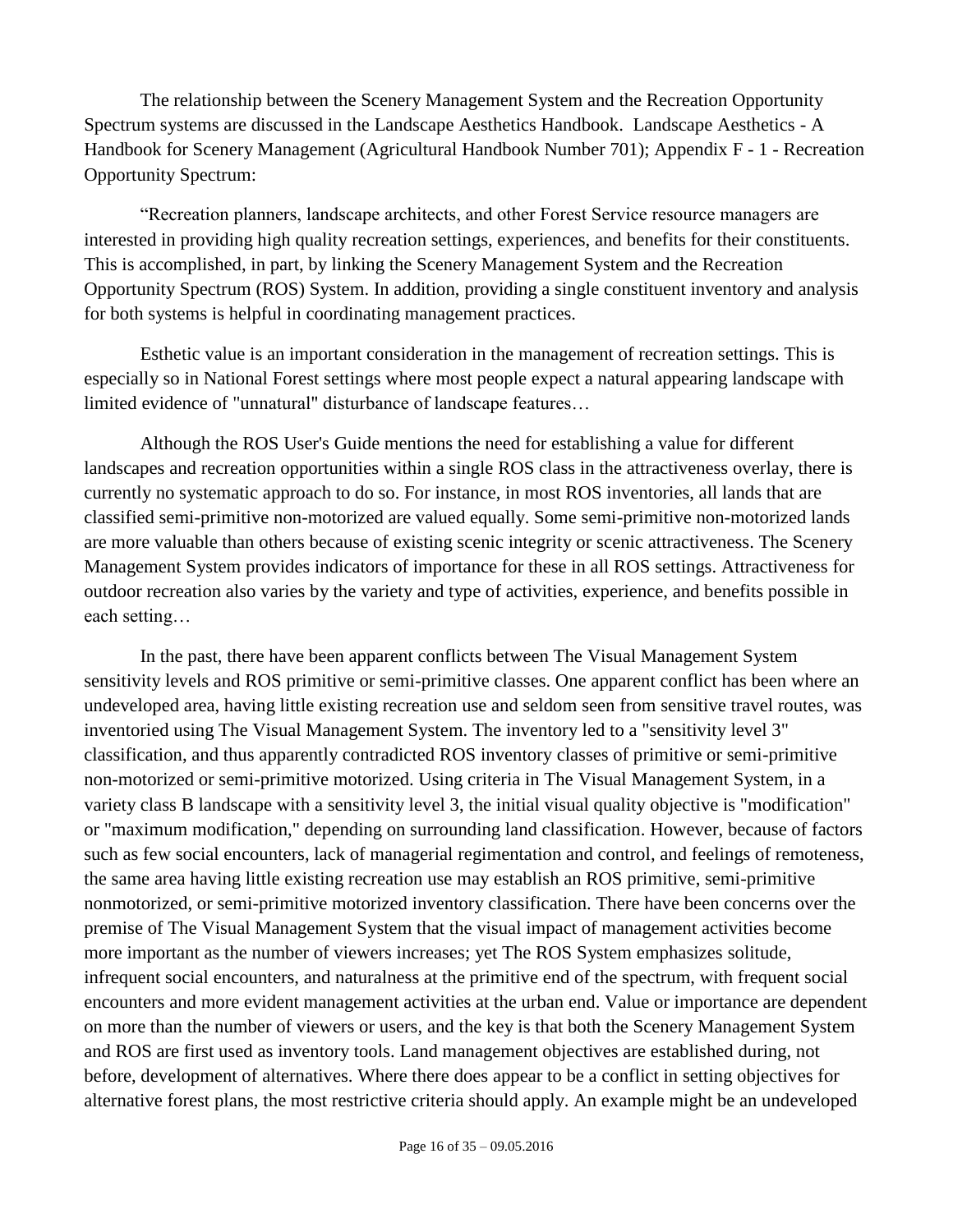The relationship between the Scenery Management System and the Recreation Opportunity Spectrum systems are discussed in the Landscape Aesthetics Handbook. Landscape Aesthetics - A Handbook for Scenery Management (Agricultural Handbook Number 701); Appendix F - 1 - Recreation Opportunity Spectrum:

"Recreation planners, landscape architects, and other Forest Service resource managers are interested in providing high quality recreation settings, experiences, and benefits for their constituents. This is accomplished, in part, by linking the Scenery Management System and the Recreation Opportunity Spectrum (ROS) System. In addition, providing a single constituent inventory and analysis for both systems is helpful in coordinating management practices.

Esthetic value is an important consideration in the management of recreation settings. This is especially so in National Forest settings where most people expect a natural appearing landscape with limited evidence of "unnatural" disturbance of landscape features…

Although the ROS User's Guide mentions the need for establishing a value for different landscapes and recreation opportunities within a single ROS class in the attractiveness overlay, there is currently no systematic approach to do so. For instance, in most ROS inventories, all lands that are classified semi-primitive non-motorized are valued equally. Some semi-primitive non-motorized lands are more valuable than others because of existing scenic integrity or scenic attractiveness. The Scenery Management System provides indicators of importance for these in all ROS settings. Attractiveness for outdoor recreation also varies by the variety and type of activities, experience, and benefits possible in each setting…

In the past, there have been apparent conflicts between The Visual Management System sensitivity levels and ROS primitive or semi-primitive classes. One apparent conflict has been where an undeveloped area, having little existing recreation use and seldom seen from sensitive travel routes, was inventoried using The Visual Management System. The inventory led to a "sensitivity level 3" classification, and thus apparently contradicted ROS inventory classes of primitive or semi-primitive non-motorized or semi-primitive motorized. Using criteria in The Visual Management System, in a variety class B landscape with a sensitivity level 3, the initial visual quality objective is "modification" or "maximum modification," depending on surrounding land classification. However, because of factors such as few social encounters, lack of managerial regimentation and control, and feelings of remoteness, the same area having little existing recreation use may establish an ROS primitive, semi-primitive nonmotorized, or semi-primitive motorized inventory classification. There have been concerns over the premise of The Visual Management System that the visual impact of management activities become more important as the number of viewers increases; yet The ROS System emphasizes solitude, infrequent social encounters, and naturalness at the primitive end of the spectrum, with frequent social encounters and more evident management activities at the urban end. Value or importance are dependent on more than the number of viewers or users, and the key is that both the Scenery Management System and ROS are first used as inventory tools. Land management objectives are established during, not before, development of alternatives. Where there does appear to be a conflict in setting objectives for alternative forest plans, the most restrictive criteria should apply. An example might be an undeveloped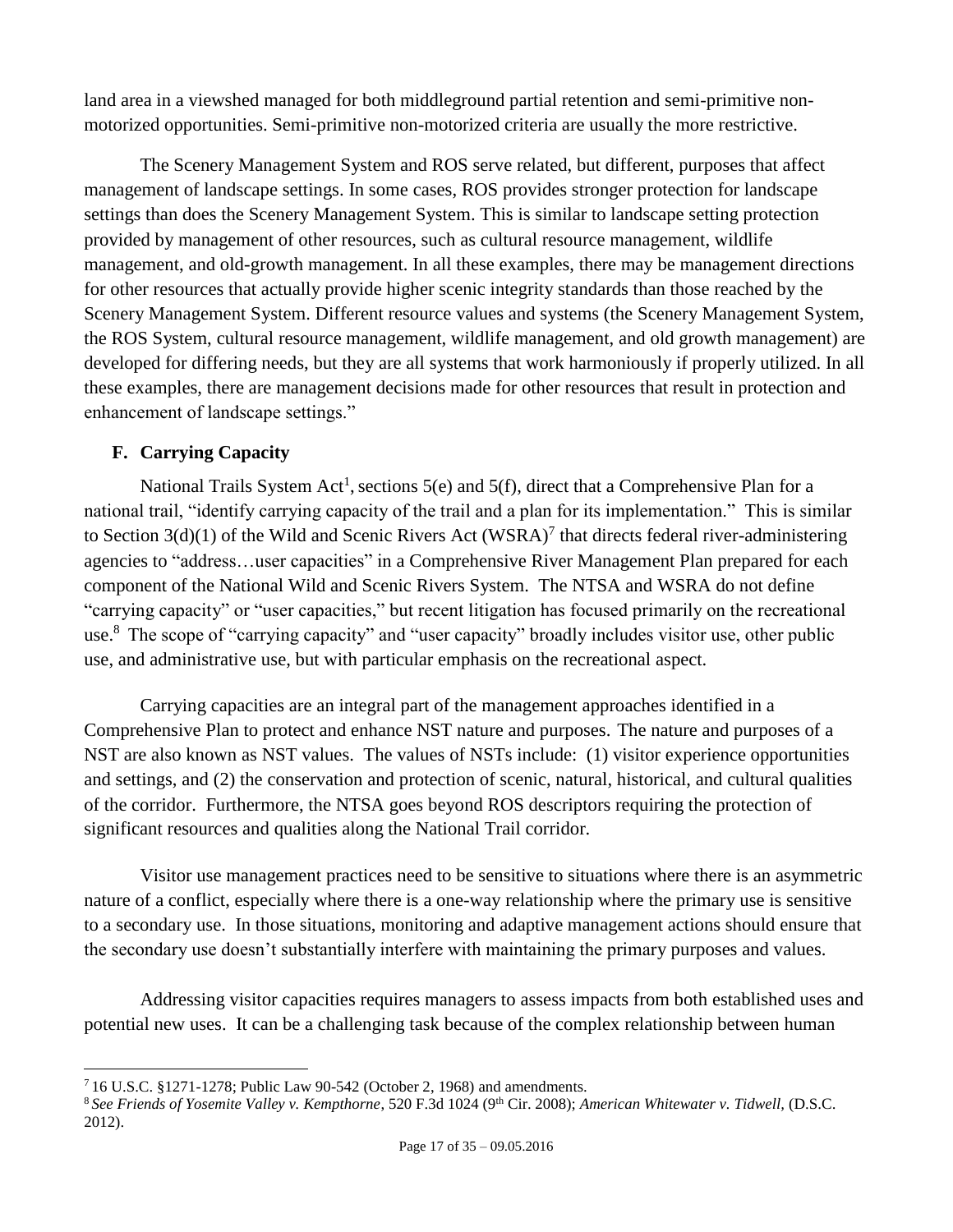land area in a viewshed managed for both middleground partial retention and semi-primitive non-motorized opportunities. Semi-primitive non-motorized criteria are usually the more restrictive.

The Scenery Management System and ROS serve related, but different, purposes that affect management of landscape settings. In some cases, ROS provides stronger protection for landscape settings than does the Scenery Management System. This is similar to landscape setting protection provided by management of other resources, such as cultural resource management, wildlife management, and old-growth management. In all these examples, there may be management directions for other resources that actually provide higher scenic integrity standards than those reached by the Scenery Management System. Different resource values and systems (the Scenery Management System, the ROS System, cultural resource management, wildlife management, and old growth management) are developed for differing needs, but they are all systems that work harmoniously if properly utilized. In all these examples, there are management decisions made for other resources that result in protection and enhancement of landscape settings."

## F. Carrying Capacity

National Trails System Act[1], sections 5(e) and 5(f), direct that a Comprehensive Plan for a national trail, "identify carrying capacity of the trail and a plan for its implementation." This is similar to Section 3(d)(1) of the Wild and Scenic Rivers Act (WSRA)[7] that directs federal river-administering agencies to "address…user capacities" in a Comprehensive River Management Plan prepared for each component of the National Wild and Scenic Rivers System. The NTSA and WSRA do not define "carrying capacity" or "user capacities," but recent litigation has focused primarily on the recreational use.[8] The scope of "carrying capacity" and "user capacity" broadly includes visitor use, other public use, and administrative use, but with particular emphasis on the recreational aspect.

Carrying capacities are an integral part of the management approaches identified in a Comprehensive Plan to protect and enhance NST nature and purposes. The nature and purposes of a NST are also known as NST values. The values of NSTs include: (1) visitor experience opportunities and settings, and (2) the conservation and protection of scenic, natural, historical, and cultural qualities of the corridor. Furthermore, the NTSA goes beyond ROS descriptors requiring the protection of significant resources and qualities along the National Trail corridor.

Visitor use management practices need to be sensitive to situations where there is an asymmetric nature of a conflict, especially where there is a one-way relationship where the primary use is sensitive to a secondary use. In those situations, monitoring and adaptive management actions should ensure that the secondary use doesn't substantially interfere with maintaining the primary purposes and values.

Addressing visitor capacities requires managers to assess impacts from both established uses and potential new uses. It can be a challenging task because of the complex relationship between human

---

[7] 16 U.S.C. §1271-1278; Public Law 90-542 (October 2, 1968) and amendments.

[8] *See Friends of Yosemite Valley v. Kempthorne*, 520 F.3d 1024 (9th Cir. 2008); *American Whitewater v. Tidwell*, (D.S.C. 2012).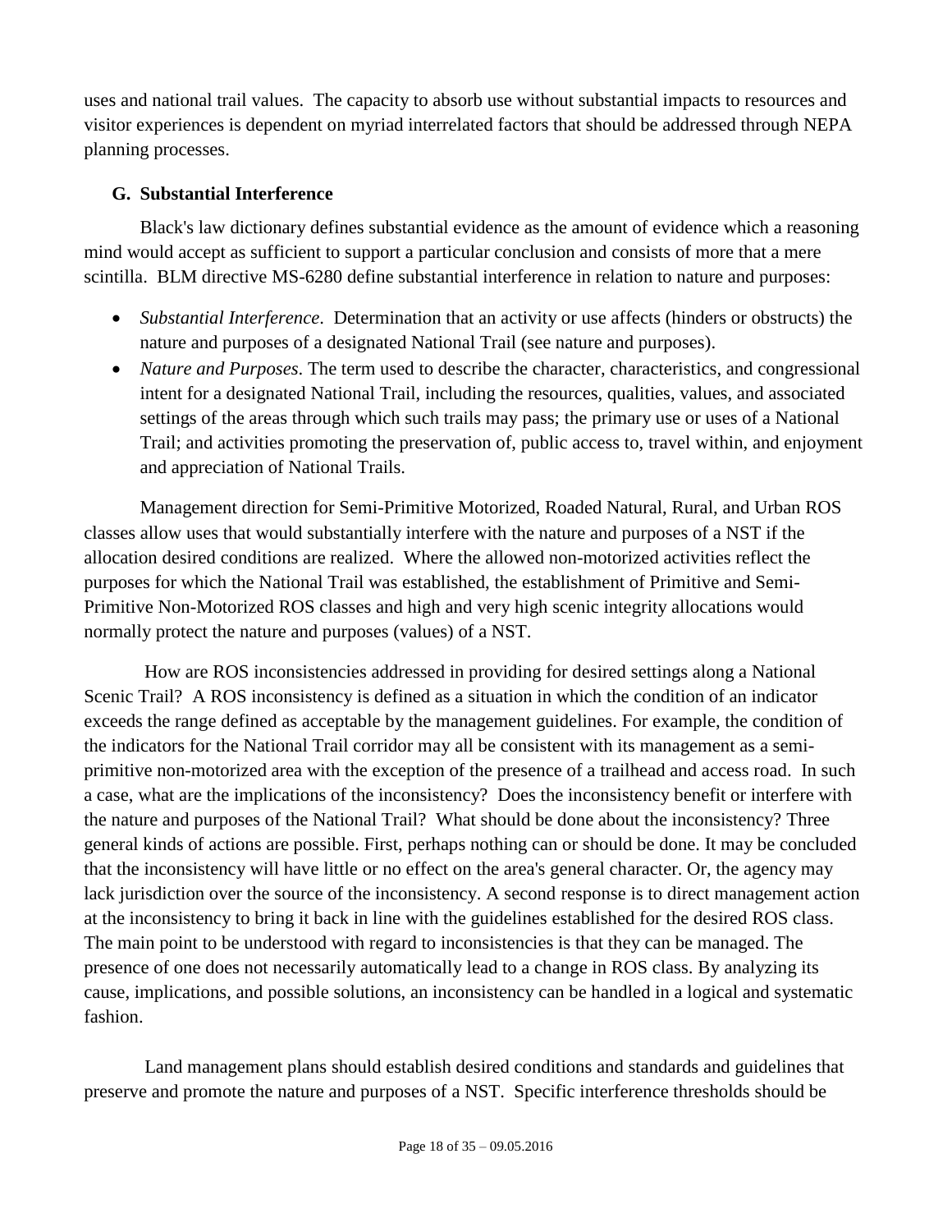uses and national trail values. The capacity to absorb use without substantial impacts to resources and visitor experiences is dependent on myriad interrelated factors that should be addressed through NEPA planning processes.

### G. Substantial Interference

Black's law dictionary defines substantial evidence as the amount of evidence which a reasoning mind would accept as sufficient to support a particular conclusion and consists of more that a mere scintilla. BLM directive MS-6280 define substantial interference in relation to nature and purposes:

- *Substantial Interference*. Determination that an activity or use affects (hinders or obstructs) the nature and purposes of a designated National Trail (see nature and purposes).
- *Nature and Purposes*. The term used to describe the character, characteristics, and congressional intent for a designated National Trail, including the resources, qualities, values, and associated settings of the areas through which such trails may pass; the primary use or uses of a National Trail; and activities promoting the preservation of, public access to, travel within, and enjoyment and appreciation of National Trails.

Management direction for Semi-Primitive Motorized, Roaded Natural, Rural, and Urban ROS classes allow uses that would substantially interfere with the nature and purposes of a NST if the allocation desired conditions are realized. Where the allowed non-motorized activities reflect the purposes for which the National Trail was established, the establishment of Primitive and Semi-Primitive Non-Motorized ROS classes and high and very high scenic integrity allocations would normally protect the nature and purposes (values) of a NST.

How are ROS inconsistencies addressed in providing for desired settings along a National Scenic Trail? A ROS inconsistency is defined as a situation in which the condition of an indicator exceeds the range defined as acceptable by the management guidelines. For example, the condition of the indicators for the National Trail corridor may all be consistent with its management as a semi-primitive non-motorized area with the exception of the presence of a trailhead and access road. In such a case, what are the implications of the inconsistency? Does the inconsistency benefit or interfere with the nature and purposes of the National Trail? What should be done about the inconsistency? Three general kinds of actions are possible. First, perhaps nothing can or should be done. It may be concluded that the inconsistency will have little or no effect on the area's general character. Or, the agency may lack jurisdiction over the source of the inconsistency. A second response is to direct management action at the inconsistency to bring it back in line with the guidelines established for the desired ROS class. The main point to be understood with regard to inconsistencies is that they can be managed. The presence of one does not necessarily automatically lead to a change in ROS class. By analyzing its cause, implications, and possible solutions, an inconsistency can be handled in a logical and systematic fashion.

Land management plans should establish desired conditions and standards and guidelines that preserve and promote the nature and purposes of a NST. Specific interference thresholds should be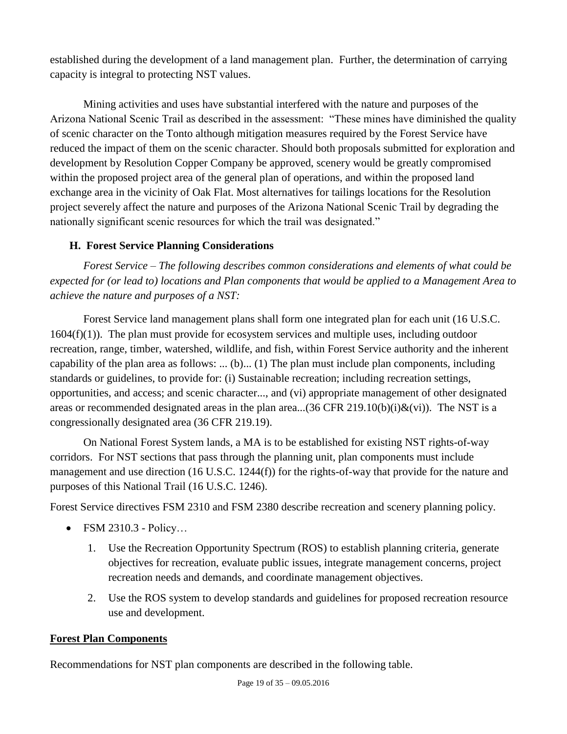established during the development of a land management plan. Further, the determination of carrying capacity is integral to protecting NST values.

Mining activities and uses have substantial interfered with the nature and purposes of the Arizona National Scenic Trail as described in the assessment: "These mines have diminished the quality of scenic character on the Tonto although mitigation measures required by the Forest Service have reduced the impact of them on the scenic character. Should both proposals submitted for exploration and development by Resolution Copper Company be approved, scenery would be greatly compromised within the proposed project area of the general plan of operations, and within the proposed land exchange area in the vicinity of Oak Flat. Most alternatives for tailings locations for the Resolution project severely affect the nature and purposes of the Arizona National Scenic Trail by degrading the nationally significant scenic resources for which the trail was designated."

### H. Forest Service Planning Considerations

*Forest Service – The following describes common considerations and elements of what could be expected for (or lead to) locations and Plan components that would be applied to a Management Area to achieve the nature and purposes of a NST:*

Forest Service land management plans shall form one integrated plan for each unit (16 U.S.C. 1604(f)(1)). The plan must provide for ecosystem services and multiple uses, including outdoor recreation, range, timber, watershed, wildlife, and fish, within Forest Service authority and the inherent capability of the plan area as follows: ... (b)... (1) The plan must include plan components, including standards or guidelines, to provide for: (i) Sustainable recreation; including recreation settings, opportunities, and access; and scenic character..., and (vi) appropriate management of other designated areas or recommended designated areas in the plan area...(36 CFR 219.10(b)(i)&(vi)). The NST is a congressionally designated area (36 CFR 219.19).

On National Forest System lands, a MA is to be established for existing NST rights-of-way corridors. For NST sections that pass through the planning unit, plan components must include management and use direction (16 U.S.C. 1244(f)) for the rights-of-way that provide for the nature and purposes of this National Trail (16 U.S.C. 1246).

Forest Service directives FSM 2310 and FSM 2380 describe recreation and scenery planning policy.

- FSM 2310.3 - Policy…
    1. Use the Recreation Opportunity Spectrum (ROS) to establish planning criteria, generate objectives for recreation, evaluate public issues, integrate management concerns, project recreation needs and demands, and coordinate management objectives.
    2. Use the ROS system to develop standards and guidelines for proposed recreation resource use and development.

**Forest Plan Components**

Recommendations for NST plan components are described in the following table.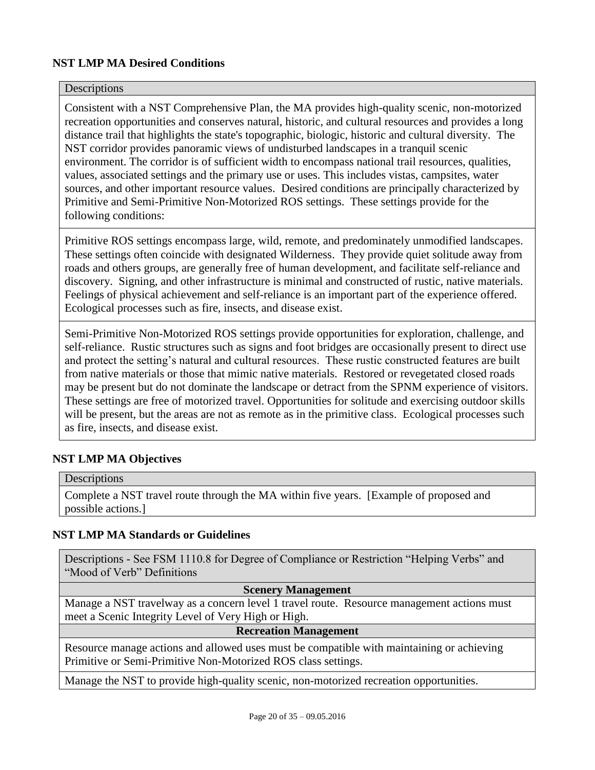### NST LMP MA Desired Conditions

| Descriptions |
|---|
| Consistent with a NST Comprehensive Plan, the MA provides high-quality scenic, non-motorized recreation opportunities and conserves natural, historic, and cultural resources and provides a long distance trail that highlights the state's topographic, biologic, historic and cultural diversity. The NST corridor provides panoramic views of undisturbed landscapes in a tranquil scenic environment. The corridor is of sufficient width to encompass national trail resources, qualities, values, associated settings and the primary use or uses. This includes vistas, campsites, water sources, and other important resource values. Desired conditions are principally characterized by Primitive and Semi-Primitive Non-Motorized ROS settings. These settings provide for the following conditions: |
| Primitive ROS settings encompass large, wild, remote, and predominately unmodified landscapes. These settings often coincide with designated Wilderness. They provide quiet solitude away from roads and others groups, are generally free of human development, and facilitate self-reliance and discovery. Signing, and other infrastructure is minimal and constructed of rustic, native materials. Feelings of physical achievement and self-reliance is an important part of the experience offered. Ecological processes such as fire, insects, and disease exist. |
| Semi-Primitive Non-Motorized ROS settings provide opportunities for exploration, challenge, and self-reliance. Rustic structures such as signs and foot bridges are occasionally present to direct use and protect the setting's natural and cultural resources. These rustic constructed features are built from native materials or those that mimic native materials. Restored or revegetated closed roads may be present but do not dominate the landscape or detract from the SPNM experience of visitors. These settings are free of motorized travel. Opportunities for solitude and exercising outdoor skills will be present, but the areas are not as remote as in the primitive class. Ecological processes such as fire, insects, and disease exist. |

### NST LMP MA Objectives

| Descriptions |
|---|
| Complete a NST travel route through the MA within five years. [Example of proposed and possible actions.] |

### NST LMP MA Standards or Guidelines

| Descriptions - See FSM 1110.8 for Degree of Compliance or Restriction "Helping Verbs" and "Mood of Verb" Definitions |
|---|
| **Scenery Management** |
| Manage a NST travelway as a concern level 1 travel route. Resource management actions must meet a Scenic Integrity Level of Very High or High. |
| **Recreation Management** |
| Resource manage actions and allowed uses must be compatible with maintaining or achieving Primitive or Semi-Primitive Non-Motorized ROS class settings. |
| Manage the NST to provide high-quality scenic, non-motorized recreation opportunities. |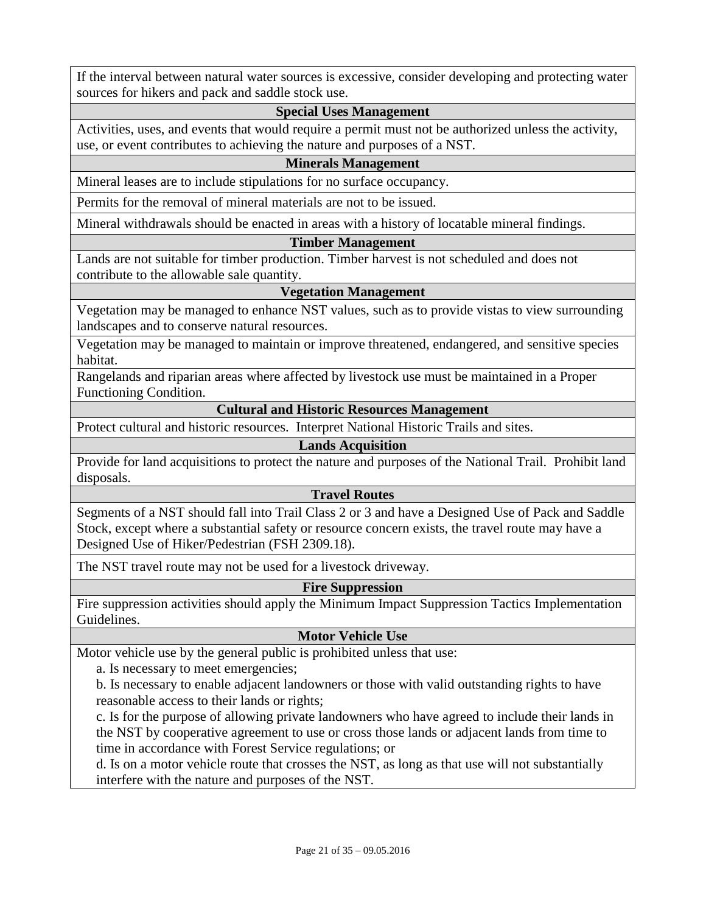| If the interval between natural water sources is excessive, consider developing and protecting water sources for hikers and pack and saddle stock use. |
|---|
| **Special Uses Management** |
| Activities, uses, and events that would require a permit must not be authorized unless the activity, use, or event contributes to achieving the nature and purposes of a NST. |
| **Minerals Management** |
| Mineral leases are to include stipulations for no surface occupancy. |
| Permits for the removal of mineral materials are not to be issued. |
| Mineral withdrawals should be enacted in areas with a history of locatable mineral findings. |
| **Timber Management** |
| Lands are not suitable for timber production. Timber harvest is not scheduled and does not contribute to the allowable sale quantity. |
| **Vegetation Management** |
| Vegetation may be managed to enhance NST values, such as to provide vistas to view surrounding landscapes and to conserve natural resources. |
| Vegetation may be managed to maintain or improve threatened, endangered, and sensitive species habitat. |
| Rangelands and riparian areas where affected by livestock use must be maintained in a Proper Functioning Condition. |
| **Cultural and Historic Resources Management** |
| Protect cultural and historic resources. Interpret National Historic Trails and sites. |
| **Lands Acquisition** |
| Provide for land acquisitions to protect the nature and purposes of the National Trail. Prohibit land disposals. |
| **Travel Routes** |
| Segments of a NST should fall into Trail Class 2 or 3 and have a Designed Use of Pack and Saddle Stock, except where a substantial safety or resource concern exists, the travel route may have a Designed Use of Hiker/Pedestrian (FSH 2309.18). |
| The NST travel route may not be used for a livestock driveway. |
| **Fire Suppression** |
| Fire suppression activities should apply the Minimum Impact Suppression Tactics Implementation Guidelines. |
| **Motor Vehicle Use** |
| Motor vehicle use by the general public is prohibited unless that use:<br>a. Is necessary to meet emergencies;<br>b. Is necessary to enable adjacent landowners or those with valid outstanding rights to have reasonable access to their lands or rights;<br>c. Is for the purpose of allowing private landowners who have agreed to include their lands in the NST by cooperative agreement to use or cross those lands or adjacent lands from time to time in accordance with Forest Service regulations; or<br>d. Is on a motor vehicle route that crosses the NST, as long as that use will not substantially interfere with the nature and purposes of the NST. |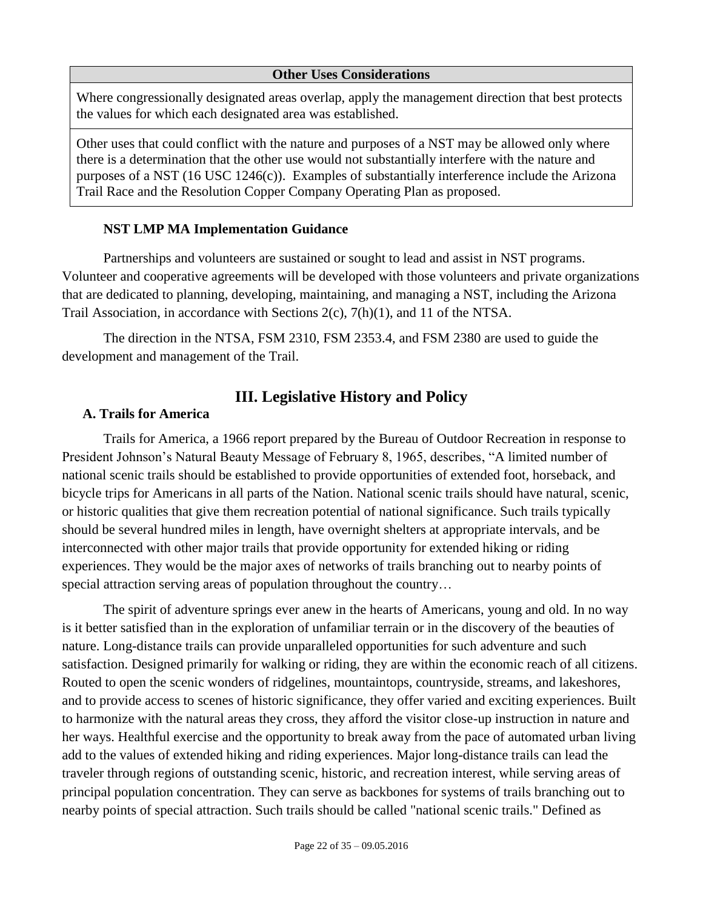| Other Uses Considerations |
| --- |
| Where congressionally designated areas overlap, apply the management direction that best protects the values for which each designated area was established. |
| Other uses that could conflict with the nature and purposes of a NST may be allowed only where there is a determination that the other use would not substantially interfere with the nature and purposes of a NST (16 USC 1246(c)). Examples of substantially interference include the Arizona Trail Race and the Resolution Copper Company Operating Plan as proposed. |

**NST LMP MA Implementation Guidance**

Partnerships and volunteers are sustained or sought to lead and assist in NST programs. Volunteer and cooperative agreements will be developed with those volunteers and private organizations that are dedicated to planning, developing, maintaining, and managing a NST, including the Arizona Trail Association, in accordance with Sections 2(c), 7(h)(1), and 11 of the NTSA.

The direction in the NTSA, FSM 2310, FSM 2353.4, and FSM 2380 are used to guide the development and management of the Trail.

## III. Legislative History and Policy

### A. Trails for America

Trails for America, a 1966 report prepared by the Bureau of Outdoor Recreation in response to President Johnson's Natural Beauty Message of February 8, 1965, describes, "A limited number of national scenic trails should be established to provide opportunities of extended foot, horseback, and bicycle trips for Americans in all parts of the Nation. National scenic trails should have natural, scenic, or historic qualities that give them recreation potential of national significance. Such trails typically should be several hundred miles in length, have overnight shelters at appropriate intervals, and be interconnected with other major trails that provide opportunity for extended hiking or riding experiences. They would be the major axes of networks of trails branching out to nearby points of special attraction serving areas of population throughout the country…

The spirit of adventure springs ever anew in the hearts of Americans, young and old. In no way is it better satisfied than in the exploration of unfamiliar terrain or in the discovery of the beauties of nature. Long-distance trails can provide unparalleled opportunities for such adventure and such satisfaction. Designed primarily for walking or riding, they are within the economic reach of all citizens. Routed to open the scenic wonders of ridgelines, mountaintops, countryside, streams, and lakeshores, and to provide access to scenes of historic significance, they offer varied and exciting experiences. Built to harmonize with the natural areas they cross, they afford the visitor close-up instruction in nature and her ways. Healthful exercise and the opportunity to break away from the pace of automated urban living add to the values of extended hiking and riding experiences. Major long-distance trails can lead the traveler through regions of outstanding scenic, historic, and recreation interest, while serving areas of principal population concentration. They can serve as backbones for systems of trails branching out to nearby points of special attraction. Such trails should be called "national scenic trails." Defined as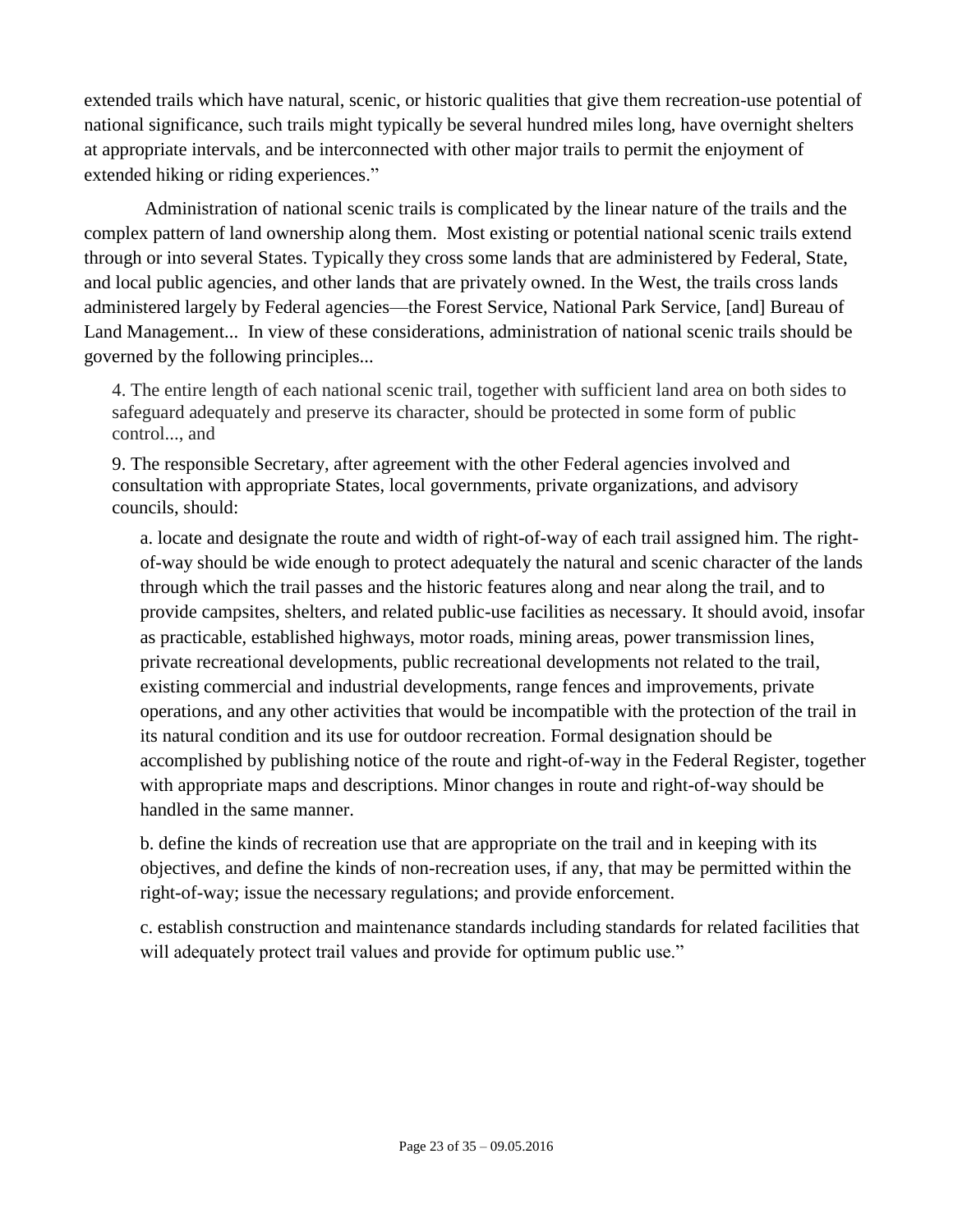extended trails which have natural, scenic, or historic qualities that give them recreation-use potential of national significance, such trails might typically be several hundred miles long, have overnight shelters at appropriate intervals, and be interconnected with other major trails to permit the enjoyment of extended hiking or riding experiences."

Administration of national scenic trails is complicated by the linear nature of the trails and the complex pattern of land ownership along them. Most existing or potential national scenic trails extend through or into several States. Typically they cross some lands that are administered by Federal, State, and local public agencies, and other lands that are privately owned. In the West, the trails cross lands administered largely by Federal agencies—the Forest Service, National Park Service, [and] Bureau of Land Management... In view of these considerations, administration of national scenic trails should be governed by the following principles...

> 4. The entire length of each national scenic trail, together with sufficient land area on both sides to safeguard adequately and preserve its character, should be protected in some form of public control..., and
>
> 9. The responsible Secretary, after agreement with the other Federal agencies involved and consultation with appropriate States, local governments, private organizations, and advisory councils, should:
>
> > a. locate and designate the route and width of right-of-way of each trail assigned him. The right-of-way should be wide enough to protect adequately the natural and scenic character of the lands through which the trail passes and the historic features along and near along the trail, and to provide campsites, shelters, and related public-use facilities as necessary. It should avoid, insofar as practicable, established highways, motor roads, mining areas, power transmission lines, private recreational developments, public recreational developments not related to the trail, existing commercial and industrial developments, range fences and improvements, private operations, and any other activities that would be incompatible with the protection of the trail in its natural condition and its use for outdoor recreation. Formal designation should be accomplished by publishing notice of the route and right-of-way in the Federal Register, together with appropriate maps and descriptions. Minor changes in route and right-of-way should be handled in the same manner.
> >
> > b. define the kinds of recreation use that are appropriate on the trail and in keeping with its objectives, and define the kinds of non-recreation uses, if any, that may be permitted within the right-of-way; issue the necessary regulations; and provide enforcement.
> >
> > c. establish construction and maintenance standards including standards for related facilities that will adequately protect trail values and provide for optimum public use."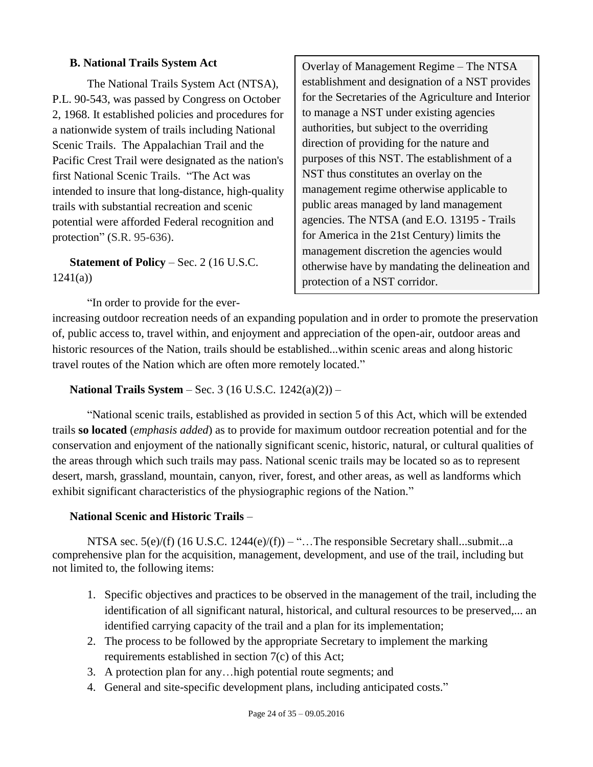### B. National Trails System Act

The National Trails System Act (NTSA), P.L. 90-543, was passed by Congress on October 2, 1968. It established policies and procedures for a nationwide system of trails including National Scenic Trails. The Appalachian Trail and the Pacific Crest Trail were designated as the nation's first National Scenic Trails. "The Act was intended to insure that long-distance, high-quality trails with substantial recreation and scenic potential were afforded Federal recognition and protection" (S.R. 95-636).

> Overlay of Management Regime – The NTSA establishment and designation of a NST provides for the Secretaries of the Agriculture and Interior to manage a NST under existing agencies authorities, but subject to the overriding direction of providing for the nature and purposes of this NST. The establishment of a NST thus constitutes an overlay on the management regime otherwise applicable to public areas managed by land management agencies. The NTSA (and E.O. 13195 - Trails for America in the 21st Century) limits the management discretion the agencies would otherwise have by mandating the delineation and protection of a NST corridor.

**Statement of Policy** – Sec. 2 (16 U.S.C. 1241(a))

"In order to provide for the ever-increasing outdoor recreation needs of an expanding population and in order to promote the preservation of, public access to, travel within, and enjoyment and appreciation of the open-air, outdoor areas and historic resources of the Nation, trails should be established...within scenic areas and along historic travel routes of the Nation which are often more remotely located."

**National Trails System** – Sec. 3 (16 U.S.C. 1242(a)(2)) –

"National scenic trails, established as provided in section 5 of this Act, which will be extended trails **so located** (*emphasis added*) as to provide for maximum outdoor recreation potential and for the conservation and enjoyment of the nationally significant scenic, historic, natural, or cultural qualities of the areas through which such trails may pass. National scenic trails may be located so as to represent desert, marsh, grassland, mountain, canyon, river, forest, and other areas, as well as landforms which exhibit significant characteristics of the physiographic regions of the Nation."

**National Scenic and Historic Trails** –

NTSA sec. 5(e)/(f) (16 U.S.C. 1244(e)/(f)) – "…The responsible Secretary shall...submit...a comprehensive plan for the acquisition, management, development, and use of the trail, including but not limited to, the following items:

1. Specific objectives and practices to be observed in the management of the trail, including the identification of all significant natural, historical, and cultural resources to be preserved,... an identified carrying capacity of the trail and a plan for its implementation;
2. The process to be followed by the appropriate Secretary to implement the marking requirements established in section 7(c) of this Act;
3. A protection plan for any…high potential route segments; and
4. General and site-specific development plans, including anticipated costs."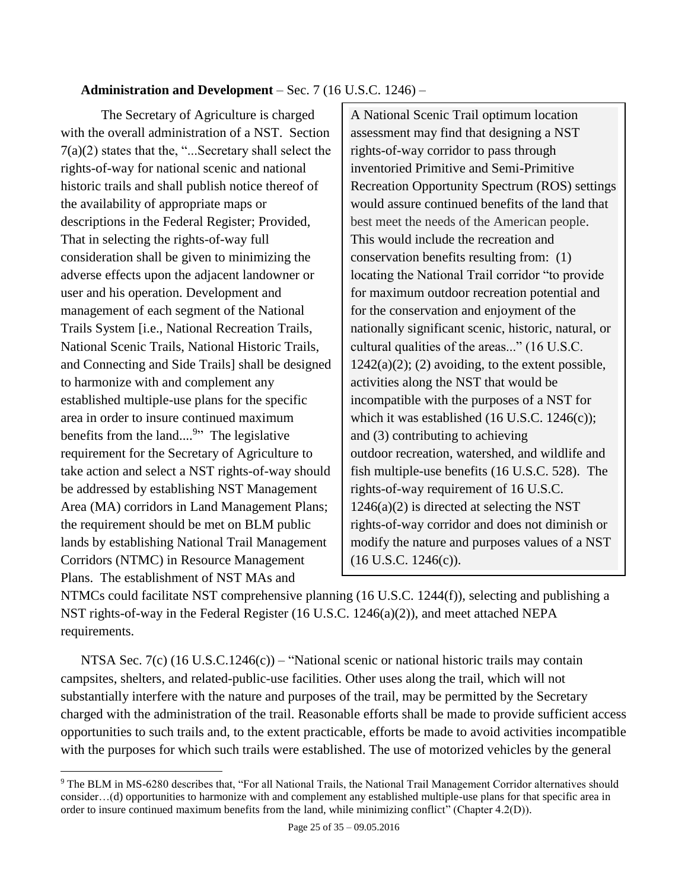**Administration and Development** – Sec. 7 (16 U.S.C. 1246) –

The Secretary of Agriculture is charged with the overall administration of a NST. Section 7(a)(2) states that the, "...Secretary shall select the rights-of-way for national scenic and national historic trails and shall publish notice thereof of the availability of appropriate maps or descriptions in the Federal Register; Provided, That in selecting the rights-of-way full consideration shall be given to minimizing the adverse effects upon the adjacent landowner or user and his operation. Development and management of each segment of the National Trails System [i.e., National Recreation Trails, National Scenic Trails, National Historic Trails, and Connecting and Side Trails] shall be designed to harmonize with and complement any established multiple-use plans for the specific area in order to insure continued maximum benefits from the land....[9]" The legislative requirement for the Secretary of Agriculture to take action and select a NST rights-of-way should be addressed by establishing NST Management Area (MA) corridors in Land Management Plans; the requirement should be met on BLM public lands by establishing National Trail Management Corridors (NTMC) in Resource Management Plans. The establishment of NST MAs and NTMCs could facilitate NST comprehensive planning (16 U.S.C. 1244(f)), selecting and publishing a NST rights-of-way in the Federal Register (16 U.S.C. 1246(a)(2)), and meet attached NEPA requirements.

> A National Scenic Trail optimum location assessment may find that designing a NST rights-of-way corridor to pass through inventoried Primitive and Semi-Primitive Recreation Opportunity Spectrum (ROS) settings would assure continued benefits of the land that best meet the needs of the American people. This would include the recreation and conservation benefits resulting from: (1) locating the National Trail corridor "to provide for maximum outdoor recreation potential and for the conservation and enjoyment of the nationally significant scenic, historic, natural, or cultural qualities of the areas..." (16 U.S.C. 1242(a)(2); (2) avoiding, to the extent possible, activities along the NST that would be incompatible with the purposes of a NST for which it was established (16 U.S.C. 1246(c)); and (3) contributing to achieving outdoor recreation, watershed, and wildlife and fish multiple-use benefits (16 U.S.C. 528). The rights-of-way requirement of 16 U.S.C. 1246(a)(2) is directed at selecting the NST rights-of-way corridor and does not diminish or modify the nature and purposes values of a NST (16 U.S.C. 1246(c)).

NTSA Sec. 7(c) (16 U.S.C.1246(c)) – "National scenic or national historic trails may contain campsites, shelters, and related-public-use facilities. Other uses along the trail, which will not substantially interfere with the nature and purposes of the trail, may be permitted by the Secretary charged with the administration of the trail. Reasonable efforts shall be made to provide sufficient access opportunities to such trails and, to the extent practicable, efforts be made to avoid activities incompatible with the purposes for which such trails were established. The use of motorized vehicles by the general

---

[9] The BLM in MS-6280 describes that, "For all National Trails, the National Trail Management Corridor alternatives should consider…(d) opportunities to harmonize with and complement any established multiple-use plans for that specific area in order to insure continued maximum benefits from the land, while minimizing conflict" (Chapter 4.2(D)).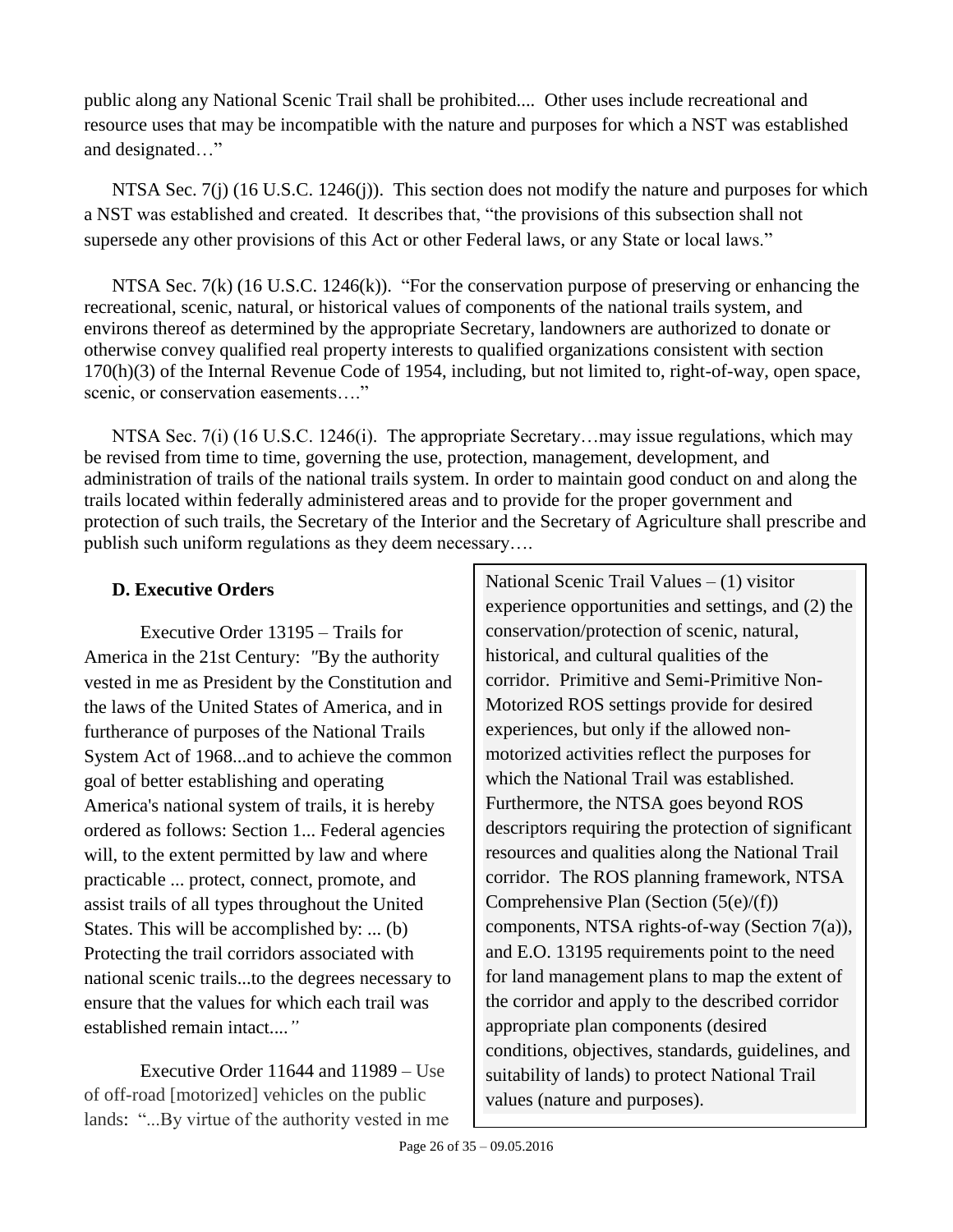public along any National Scenic Trail shall be prohibited.... Other uses include recreational and resource uses that may be incompatible with the nature and purposes for which a NST was established and designated…"

NTSA Sec. 7(j) (16 U.S.C. 1246(j)). This section does not modify the nature and purposes for which a NST was established and created. It describes that, "the provisions of this subsection shall not supersede any other provisions of this Act or other Federal laws, or any State or local laws."

NTSA Sec. 7(k) (16 U.S.C. 1246(k)). "For the conservation purpose of preserving or enhancing the recreational, scenic, natural, or historical values of components of the national trails system, and environs thereof as determined by the appropriate Secretary, landowners are authorized to donate or otherwise convey qualified real property interests to qualified organizations consistent with section 170(h)(3) of the Internal Revenue Code of 1954, including, but not limited to, right-of-way, open space, scenic, or conservation easements…."

NTSA Sec. 7(i) (16 U.S.C. 1246(i). The appropriate Secretary…may issue regulations, which may be revised from time to time, governing the use, protection, management, development, and administration of trails of the national trails system. In order to maintain good conduct on and along the trails located within federally administered areas and to provide for the proper government and protection of such trails, the Secretary of the Interior and the Secretary of Agriculture shall prescribe and publish such uniform regulations as they deem necessary….

### D. Executive Orders

Executive Order 13195 – Trails for America in the 21st Century: *"*By the authority vested in me as President by the Constitution and the laws of the United States of America, and in furtherance of purposes of the National Trails System Act of 1968...and to achieve the common goal of better establishing and operating America's national system of trails, it is hereby ordered as follows: Section 1... Federal agencies will, to the extent permitted by law and where practicable ... protect, connect, promote, and assist trails of all types throughout the United States. This will be accomplished by: ... (b) Protecting the trail corridors associated with national scenic trails...to the degrees necessary to ensure that the values for which each trail was established remain intact....*"*

Executive Order 11644 and 11989 – Use of off-road [motorized] vehicles on the public lands: "...By virtue of the authority vested in me

> National Scenic Trail Values – (1) visitor experience opportunities and settings, and (2) the conservation/protection of scenic, natural, historical, and cultural qualities of the corridor. Primitive and Semi-Primitive Non-Motorized ROS settings provide for desired experiences, but only if the allowed non-motorized activities reflect the purposes for which the National Trail was established. Furthermore, the NTSA goes beyond ROS descriptors requiring the protection of significant resources and qualities along the National Trail corridor. The ROS planning framework, NTSA Comprehensive Plan (Section (5(e)/(f)) components, NTSA rights-of-way (Section 7(a)), and E.O. 13195 requirements point to the need for land management plans to map the extent of the corridor and apply to the described corridor appropriate plan components (desired conditions, objectives, standards, guidelines, and suitability of lands) to protect National Trail values (nature and purposes).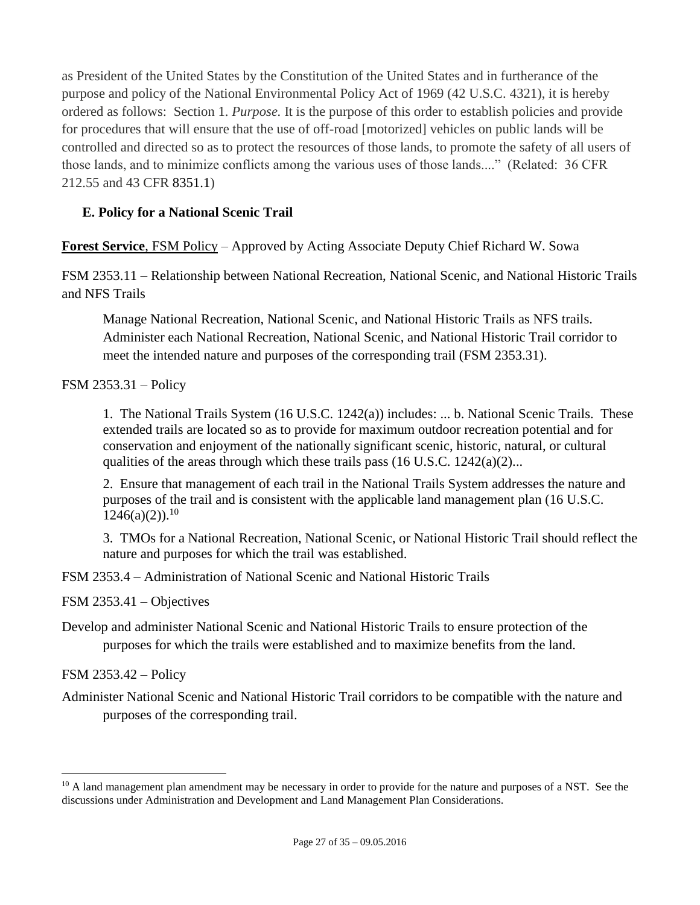as President of the United States by the Constitution of the United States and in furtherance of the purpose and policy of the National Environmental Policy Act of 1969 (42 U.S.C. 4321), it is hereby ordered as follows: Section 1. *Purpose.* It is the purpose of this order to establish policies and provide for procedures that will ensure that the use of off-road [motorized] vehicles on public lands will be controlled and directed so as to protect the resources of those lands, to promote the safety of all users of those lands, and to minimize conflicts among the various uses of those lands...." (Related: 36 CFR 212.55 and 43 CFR 8351.1)

## E. Policy for a National Scenic Trail

**Forest Service**, FSM Policy – Approved by Acting Associate Deputy Chief Richard W. Sowa

FSM 2353.11 – Relationship between National Recreation, National Scenic, and National Historic Trails and NFS Trails

> Manage National Recreation, National Scenic, and National Historic Trails as NFS trails. Administer each National Recreation, National Scenic, and National Historic Trail corridor to meet the intended nature and purposes of the corresponding trail (FSM 2353.31).

FSM 2353.31 – Policy

> 1. The National Trails System (16 U.S.C. 1242(a)) includes: ... b. National Scenic Trails. These extended trails are located so as to provide for maximum outdoor recreation potential and for conservation and enjoyment of the nationally significant scenic, historic, natural, or cultural qualities of the areas through which these trails pass (16 U.S.C. 1242(a)(2)...
>
> 2. Ensure that management of each trail in the National Trails System addresses the nature and purposes of the trail and is consistent with the applicable land management plan (16 U.S.C. 1246(a)(2)).[10]
>
> 3. TMOs for a National Recreation, National Scenic, or National Historic Trail should reflect the nature and purposes for which the trail was established.

FSM 2353.4 – Administration of National Scenic and National Historic Trails

FSM 2353.41 – Objectives

Develop and administer National Scenic and National Historic Trails to ensure protection of the purposes for which the trails were established and to maximize benefits from the land.

FSM 2353.42 – Policy

Administer National Scenic and National Historic Trail corridors to be compatible with the nature and purposes of the corresponding trail.

---

[10] A land management plan amendment may be necessary in order to provide for the nature and purposes of a NST. See the discussions under Administration and Development and Land Management Plan Considerations.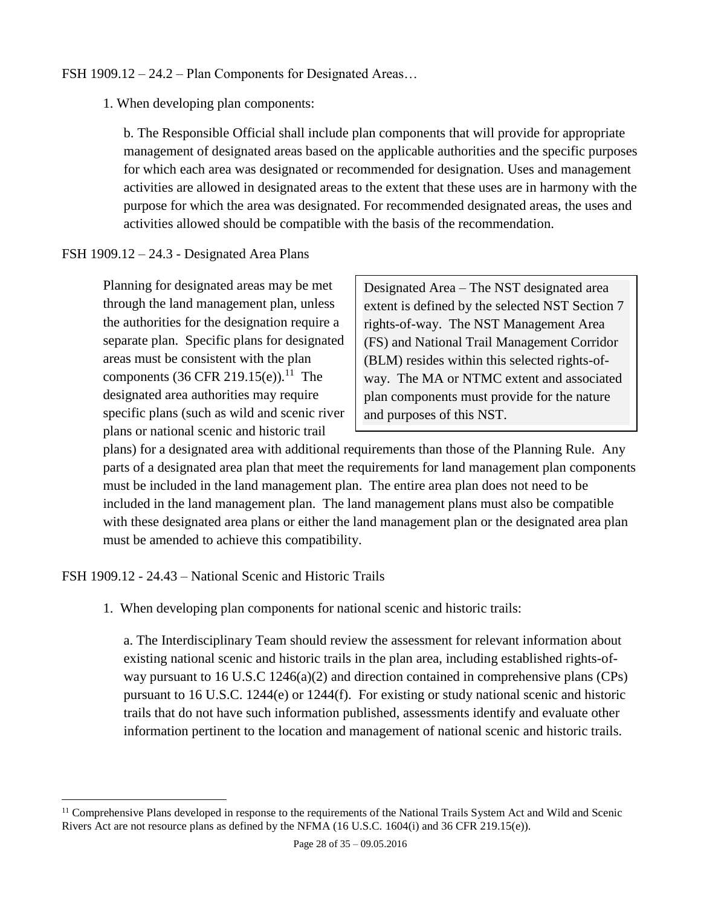FSH 1909.12 – 24.2 – Plan Components for Designated Areas…

1. When developing plan components:

   b. The Responsible Official shall include plan components that will provide for appropriate management of designated areas based on the applicable authorities and the specific purposes for which each area was designated or recommended for designation. Uses and management activities are allowed in designated areas to the extent that these uses are in harmony with the purpose for which the area was designated. For recommended designated areas, the uses and activities allowed should be compatible with the basis of the recommendation.

FSH 1909.12 – 24.3 - Designated Area Plans

> Designated Area – The NST designated area extent is defined by the selected NST Section 7 rights-of-way. The NST Management Area (FS) and National Trail Management Corridor (BLM) resides within this selected rights-of-way. The MA or NTMC extent and associated plan components must provide for the nature and purposes of this NST.

Planning for designated areas may be met through the land management plan, unless the authorities for the designation require a separate plan. Specific plans for designated areas must be consistent with the plan components (36 CFR 219.15(e)).[11] The designated area authorities may require specific plans (such as wild and scenic river plans or national scenic and historic trail plans) for a designated area with additional requirements than those of the Planning Rule. Any parts of a designated area plan that meet the requirements for land management plan components must be included in the land management plan. The entire area plan does not need to be included in the land management plan. The land management plans must also be compatible with these designated area plans or either the land management plan or the designated area plan must be amended to achieve this compatibility.

FSH 1909.12 - 24.43 – National Scenic and Historic Trails

1. When developing plan components for national scenic and historic trails:

   a. The Interdisciplinary Team should review the assessment for relevant information about existing national scenic and historic trails in the plan area, including established rights-of-way pursuant to 16 U.S.C 1246(a)(2) and direction contained in comprehensive plans (CPs) pursuant to 16 U.S.C. 1244(e) or 1244(f). For existing or study national scenic and historic trails that do not have such information published, assessments identify and evaluate other information pertinent to the location and management of national scenic and historic trails.

---

[11] Comprehensive Plans developed in response to the requirements of the National Trails System Act and Wild and Scenic Rivers Act are not resource plans as defined by the NFMA (16 U.S.C. 1604(i) and 36 CFR 219.15(e)).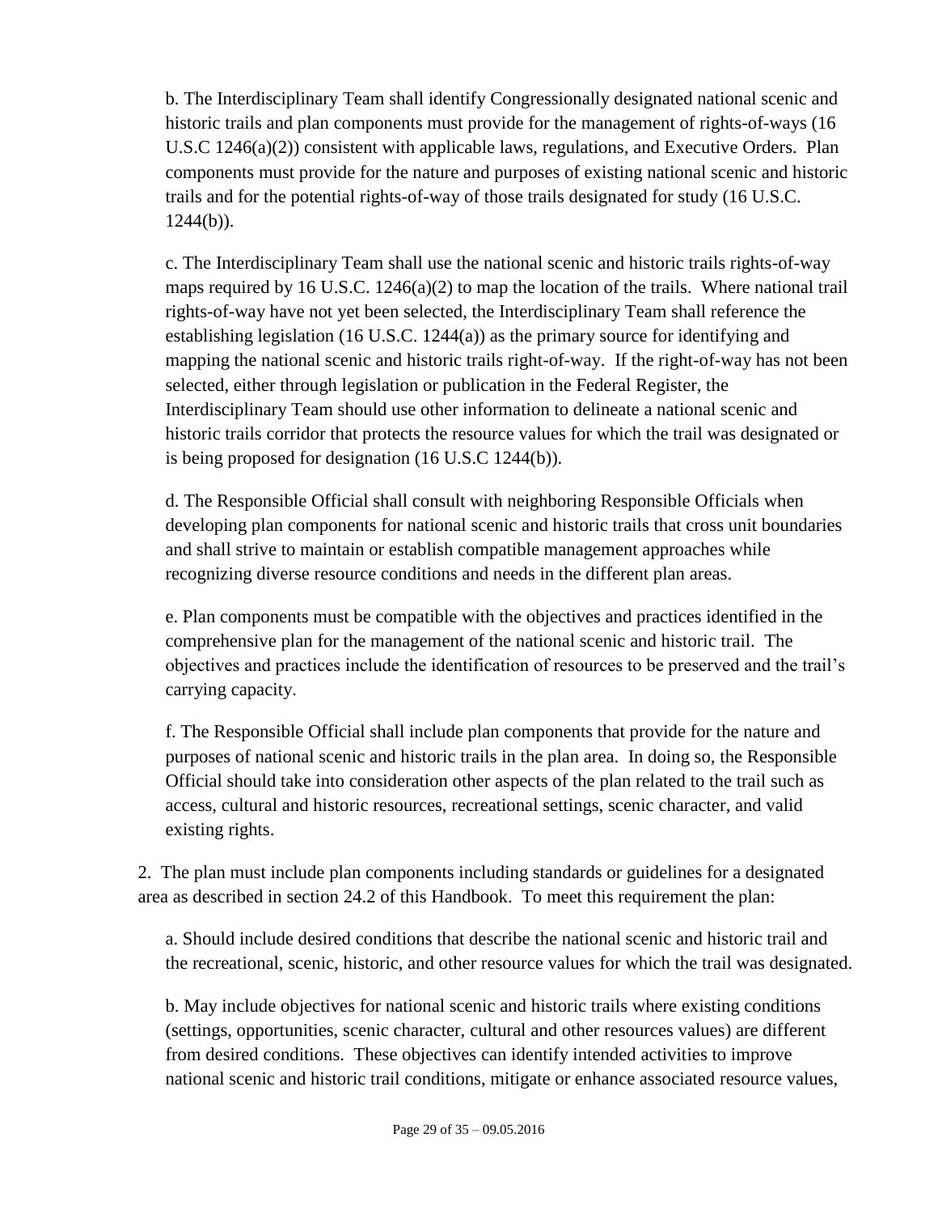b. The Interdisciplinary Team shall identify Congressionally designated national scenic and historic trails and plan components must provide for the management of rights-of-ways (16 U.S.C 1246(a)(2)) consistent with applicable laws, regulations, and Executive Orders. Plan components must provide for the nature and purposes of existing national scenic and historic trails and for the potential rights-of-way of those trails designated for study (16 U.S.C. 1244(b)).

c. The Interdisciplinary Team shall use the national scenic and historic trails rights-of-way maps required by 16 U.S.C. 1246(a)(2) to map the location of the trails. Where national trail rights-of-way have not yet been selected, the Interdisciplinary Team shall reference the establishing legislation (16 U.S.C. 1244(a)) as the primary source for identifying and mapping the national scenic and historic trails right-of-way. If the right-of-way has not been selected, either through legislation or publication in the Federal Register, the Interdisciplinary Team should use other information to delineate a national scenic and historic trails corridor that protects the resource values for which the trail was designated or is being proposed for designation (16 U.S.C 1244(b)).

d. The Responsible Official shall consult with neighboring Responsible Officials when developing plan components for national scenic and historic trails that cross unit boundaries and shall strive to maintain or establish compatible management approaches while recognizing diverse resource conditions and needs in the different plan areas.

e. Plan components must be compatible with the objectives and practices identified in the comprehensive plan for the management of the national scenic and historic trail. The objectives and practices include the identification of resources to be preserved and the trail's carrying capacity.

f. The Responsible Official shall include plan components that provide for the nature and purposes of national scenic and historic trails in the plan area. In doing so, the Responsible Official should take into consideration other aspects of the plan related to the trail such as access, cultural and historic resources, recreational settings, scenic character, and valid existing rights.

2. The plan must include plan components including standards or guidelines for a designated area as described in section 24.2 of this Handbook. To meet this requirement the plan:

a. Should include desired conditions that describe the national scenic and historic trail and the recreational, scenic, historic, and other resource values for which the trail was designated.

b. May include objectives for national scenic and historic trails where existing conditions (settings, opportunities, scenic character, cultural and other resources values) are different from desired conditions. These objectives can identify intended activities to improve national scenic and historic trail conditions, mitigate or enhance associated resource values,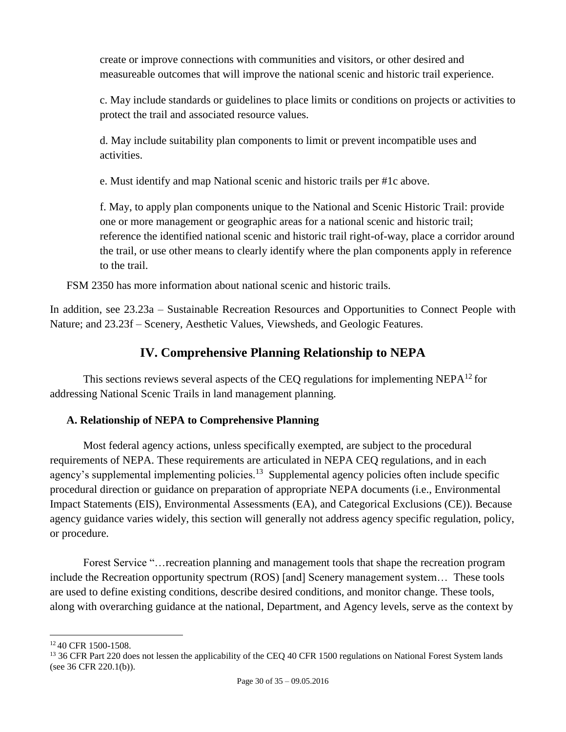create or improve connections with communities and visitors, or other desired and measureable outcomes that will improve the national scenic and historic trail experience.

c. May include standards or guidelines to place limits or conditions on projects or activities to protect the trail and associated resource values.

d. May include suitability plan components to limit or prevent incompatible uses and activities.

e. Must identify and map National scenic and historic trails per #1c above.

f. May, to apply plan components unique to the National and Scenic Historic Trail: provide one or more management or geographic areas for a national scenic and historic trail; reference the identified national scenic and historic trail right-of-way, place a corridor around the trail, or use other means to clearly identify where the plan components apply in reference to the trail.

FSM 2350 has more information about national scenic and historic trails.

In addition, see 23.23a – Sustainable Recreation Resources and Opportunities to Connect People with Nature; and 23.23f – Scenery, Aesthetic Values, Viewsheds, and Geologic Features.

## IV. Comprehensive Planning Relationship to NEPA

This sections reviews several aspects of the CEQ regulations for implementing NEPA[12] for addressing National Scenic Trails in land management planning.

### A. Relationship of NEPA to Comprehensive Planning

Most federal agency actions, unless specifically exempted, are subject to the procedural requirements of NEPA. These requirements are articulated in NEPA CEQ regulations, and in each agency's supplemental implementing policies.[13] Supplemental agency policies often include specific procedural direction or guidance on preparation of appropriate NEPA documents (i.e., Environmental Impact Statements (EIS), Environmental Assessments (EA), and Categorical Exclusions (CE)). Because agency guidance varies widely, this section will generally not address agency specific regulation, policy, or procedure.

Forest Service "…recreation planning and management tools that shape the recreation program include the Recreation opportunity spectrum (ROS) [and] Scenery management system… These tools are used to define existing conditions, describe desired conditions, and monitor change. These tools, along with overarching guidance at the national, Department, and Agency levels, serve as the context by

---

[12] 40 CFR 1500-1508.

[13] 36 CFR Part 220 does not lessen the applicability of the CEQ 40 CFR 1500 regulations on National Forest System lands (see 36 CFR 220.1(b)).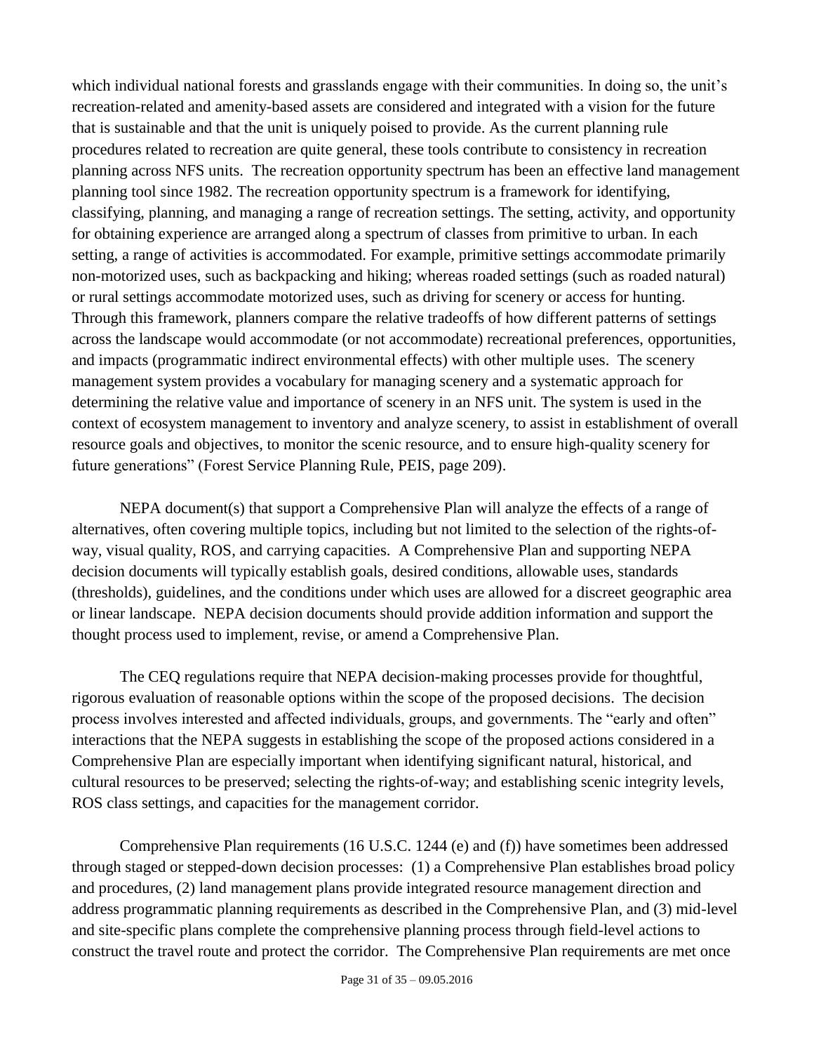which individual national forests and grasslands engage with their communities. In doing so, the unit's recreation-related and amenity-based assets are considered and integrated with a vision for the future that is sustainable and that the unit is uniquely poised to provide. As the current planning rule procedures related to recreation are quite general, these tools contribute to consistency in recreation planning across NFS units. The recreation opportunity spectrum has been an effective land management planning tool since 1982. The recreation opportunity spectrum is a framework for identifying, classifying, planning, and managing a range of recreation settings. The setting, activity, and opportunity for obtaining experience are arranged along a spectrum of classes from primitive to urban. In each setting, a range of activities is accommodated. For example, primitive settings accommodate primarily non-motorized uses, such as backpacking and hiking; whereas roaded settings (such as roaded natural) or rural settings accommodate motorized uses, such as driving for scenery or access for hunting. Through this framework, planners compare the relative tradeoffs of how different patterns of settings across the landscape would accommodate (or not accommodate) recreational preferences, opportunities, and impacts (programmatic indirect environmental effects) with other multiple uses. The scenery management system provides a vocabulary for managing scenery and a systematic approach for determining the relative value and importance of scenery in an NFS unit. The system is used in the context of ecosystem management to inventory and analyze scenery, to assist in establishment of overall resource goals and objectives, to monitor the scenic resource, and to ensure high-quality scenery for future generations" (Forest Service Planning Rule, PEIS, page 209).

NEPA document(s) that support a Comprehensive Plan will analyze the effects of a range of alternatives, often covering multiple topics, including but not limited to the selection of the rights-of-way, visual quality, ROS, and carrying capacities. A Comprehensive Plan and supporting NEPA decision documents will typically establish goals, desired conditions, allowable uses, standards (thresholds), guidelines, and the conditions under which uses are allowed for a discreet geographic area or linear landscape. NEPA decision documents should provide addition information and support the thought process used to implement, revise, or amend a Comprehensive Plan.

The CEQ regulations require that NEPA decision-making processes provide for thoughtful, rigorous evaluation of reasonable options within the scope of the proposed decisions. The decision process involves interested and affected individuals, groups, and governments. The "early and often" interactions that the NEPA suggests in establishing the scope of the proposed actions considered in a Comprehensive Plan are especially important when identifying significant natural, historical, and cultural resources to be preserved; selecting the rights-of-way; and establishing scenic integrity levels, ROS class settings, and capacities for the management corridor.

Comprehensive Plan requirements (16 U.S.C. 1244 (e) and (f)) have sometimes been addressed through staged or stepped-down decision processes: (1) a Comprehensive Plan establishes broad policy and procedures, (2) land management plans provide integrated resource management direction and address programmatic planning requirements as described in the Comprehensive Plan, and (3) mid-level and site-specific plans complete the comprehensive planning process through field-level actions to construct the travel route and protect the corridor. The Comprehensive Plan requirements are met once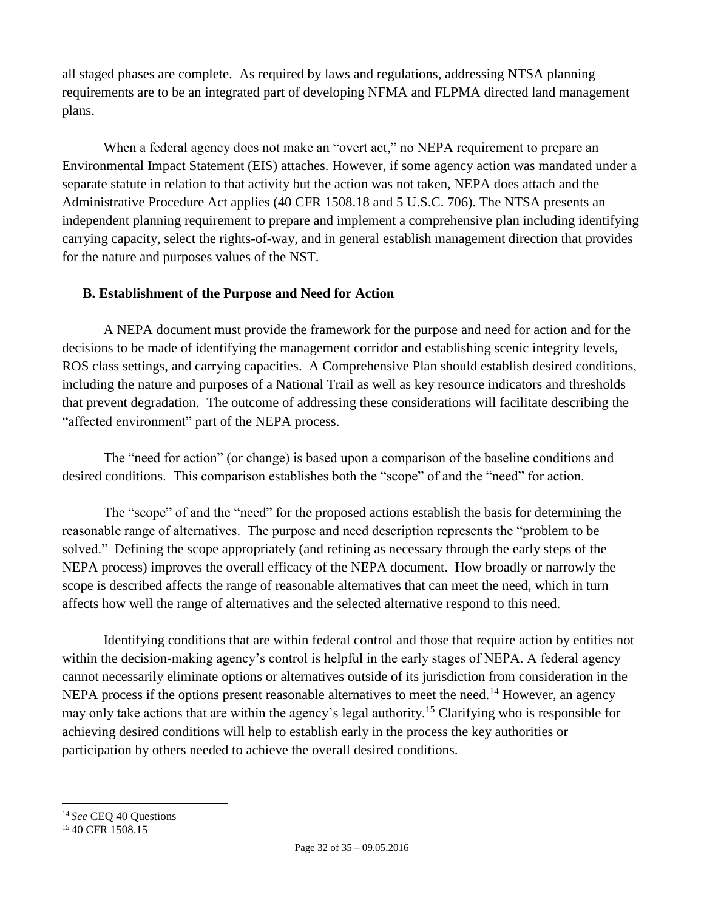all staged phases are complete. As required by laws and regulations, addressing NTSA planning requirements are to be an integrated part of developing NFMA and FLPMA directed land management plans.

When a federal agency does not make an "overt act," no NEPA requirement to prepare an Environmental Impact Statement (EIS) attaches. However, if some agency action was mandated under a separate statute in relation to that activity but the action was not taken, NEPA does attach and the Administrative Procedure Act applies (40 CFR 1508.18 and 5 U.S.C. 706). The NTSA presents an independent planning requirement to prepare and implement a comprehensive plan including identifying carrying capacity, select the rights-of-way, and in general establish management direction that provides for the nature and purposes values of the NST.

### B. Establishment of the Purpose and Need for Action

A NEPA document must provide the framework for the purpose and need for action and for the decisions to be made of identifying the management corridor and establishing scenic integrity levels, ROS class settings, and carrying capacities. A Comprehensive Plan should establish desired conditions, including the nature and purposes of a National Trail as well as key resource indicators and thresholds that prevent degradation. The outcome of addressing these considerations will facilitate describing the "affected environment" part of the NEPA process.

The "need for action" (or change) is based upon a comparison of the baseline conditions and desired conditions. This comparison establishes both the "scope" of and the "need" for action.

The "scope" of and the "need" for the proposed actions establish the basis for determining the reasonable range of alternatives. The purpose and need description represents the "problem to be solved." Defining the scope appropriately (and refining as necessary through the early steps of the NEPA process) improves the overall efficacy of the NEPA document. How broadly or narrowly the scope is described affects the range of reasonable alternatives that can meet the need, which in turn affects how well the range of alternatives and the selected alternative respond to this need.

Identifying conditions that are within federal control and those that require action by entities not within the decision-making agency's control is helpful in the early stages of NEPA. A federal agency cannot necessarily eliminate options or alternatives outside of its jurisdiction from consideration in the NEPA process if the options present reasonable alternatives to meet the need.[14] However, an agency may only take actions that are within the agency's legal authority.[15] Clarifying who is responsible for achieving desired conditions will help to establish early in the process the key authorities or participation by others needed to achieve the overall desired conditions.

---

[14] *See* CEQ 40 Questions

[15] 40 CFR 1508.15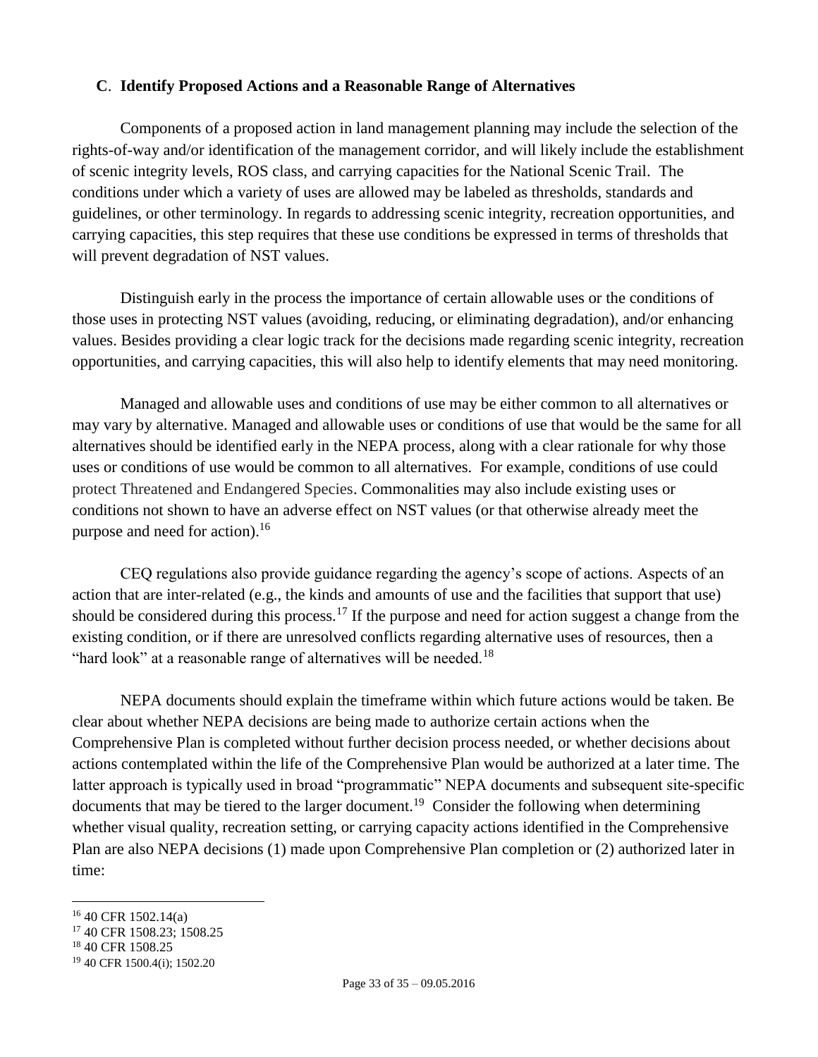### C. Identify Proposed Actions and a Reasonable Range of Alternatives

Components of a proposed action in land management planning may include the selection of the rights-of-way and/or identification of the management corridor, and will likely include the establishment of scenic integrity levels, ROS class, and carrying capacities for the National Scenic Trail. The conditions under which a variety of uses are allowed may be labeled as thresholds, standards and guidelines, or other terminology. In regards to addressing scenic integrity, recreation opportunities, and carrying capacities, this step requires that these use conditions be expressed in terms of thresholds that will prevent degradation of NST values.

Distinguish early in the process the importance of certain allowable uses or the conditions of those uses in protecting NST values (avoiding, reducing, or eliminating degradation), and/or enhancing values. Besides providing a clear logic track for the decisions made regarding scenic integrity, recreation opportunities, and carrying capacities, this will also help to identify elements that may need monitoring.

Managed and allowable uses and conditions of use may be either common to all alternatives or may vary by alternative. Managed and allowable uses or conditions of use that would be the same for all alternatives should be identified early in the NEPA process, along with a clear rationale for why those uses or conditions of use would be common to all alternatives. For example, conditions of use could protect Threatened and Endangered Species. Commonalities may also include existing uses or conditions not shown to have an adverse effect on NST values (or that otherwise already meet the purpose and need for action).[16]

CEQ regulations also provide guidance regarding the agency's scope of actions. Aspects of an action that are inter-related (e.g., the kinds and amounts of use and the facilities that support that use) should be considered during this process.[17] If the purpose and need for action suggest a change from the existing condition, or if there are unresolved conflicts regarding alternative uses of resources, then a "hard look" at a reasonable range of alternatives will be needed.[18]

NEPA documents should explain the timeframe within which future actions would be taken. Be clear about whether NEPA decisions are being made to authorize certain actions when the Comprehensive Plan is completed without further decision process needed, or whether decisions about actions contemplated within the life of the Comprehensive Plan would be authorized at a later time. The latter approach is typically used in broad "programmatic" NEPA documents and subsequent site-specific documents that may be tiered to the larger document.[19] Consider the following when determining whether visual quality, recreation setting, or carrying capacity actions identified in the Comprehensive Plan are also NEPA decisions (1) made upon Comprehensive Plan completion or (2) authorized later in time:

---

[16] 40 CFR 1502.14(a)

[17] 40 CFR 1508.23; 1508.25

[18] 40 CFR 1508.25

[19] 40 CFR 1500.4(i); 1502.20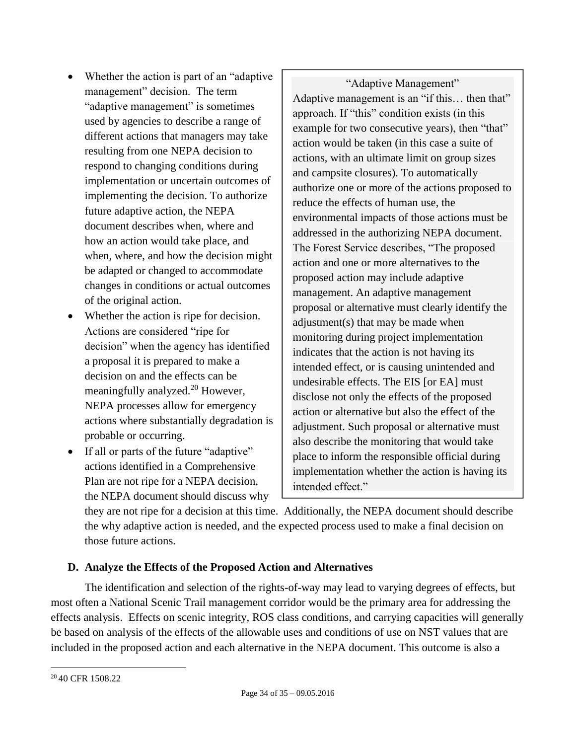- Whether the action is part of an "adaptive management" decision. The term "adaptive management" is sometimes used by agencies to describe a range of different actions that managers may take resulting from one NEPA decision to respond to changing conditions during implementation or uncertain outcomes of implementing the decision. To authorize future adaptive action, the NEPA document describes when, where and how an action would take place, and when, where, and how the decision might be adapted or changed to accommodate changes in conditions or actual outcomes of the original action.
- Whether the action is ripe for decision. Actions are considered "ripe for decision" when the agency has identified a proposal it is prepared to make a decision on and the effects can be meaningfully analyzed.[20] However, NEPA processes allow for emergency actions where substantially degradation is probable or occurring.
- If all or parts of the future "adaptive" actions identified in a Comprehensive Plan are not ripe for a NEPA decision, the NEPA document should discuss why they are not ripe for a decision at this time. Additionally, the NEPA document should describe the why adaptive action is needed, and the expected process used to make a final decision on those future actions.

> "Adaptive Management"
>
> Adaptive management is an "if this… then that" approach. If "this" condition exists (in this example for two consecutive years), then "that" action would be taken (in this case a suite of actions, with an ultimate limit on group sizes and campsite closures). To automatically authorize one or more of the actions proposed to reduce the effects of human use, the environmental impacts of those actions must be addressed in the authorizing NEPA document. The Forest Service describes, "The proposed action and one or more alternatives to the proposed action may include adaptive management. An adaptive management proposal or alternative must clearly identify the adjustment(s) that may be made when monitoring during project implementation indicates that the action is not having its intended effect, or is causing unintended and undesirable effects. The EIS [or EA] must disclose not only the effects of the proposed action or alternative but also the effect of the adjustment. Such proposal or alternative must also describe the monitoring that would take place to inform the responsible official during implementation whether the action is having its intended effect."

### D. Analyze the Effects of the Proposed Action and Alternatives

The identification and selection of the rights-of-way may lead to varying degrees of effects, but most often a National Scenic Trail management corridor would be the primary area for addressing the effects analysis. Effects on scenic integrity, ROS class conditions, and carrying capacities will generally be based on analysis of the effects of the allowable uses and conditions of use on NST values that are included in the proposed action and each alternative in the NEPA document. This outcome is also a

[20] 40 CFR 1508.22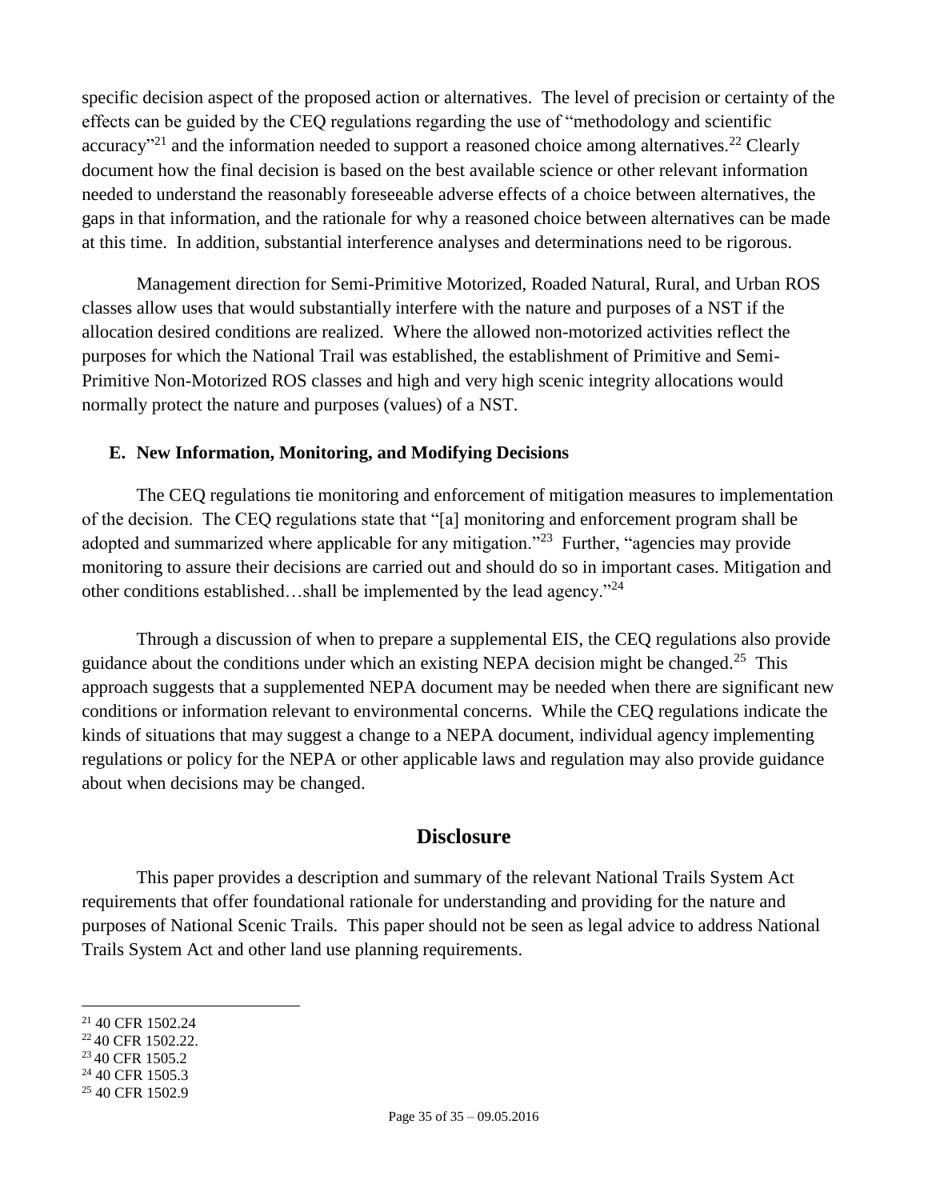specific decision aspect of the proposed action or alternatives. The level of precision or certainty of the effects can be guided by the CEQ regulations regarding the use of "methodology and scientific accuracy"[21] and the information needed to support a reasoned choice among alternatives.[22] Clearly document how the final decision is based on the best available science or other relevant information needed to understand the reasonably foreseeable adverse effects of a choice between alternatives, the gaps in that information, and the rationale for why a reasoned choice between alternatives can be made at this time. In addition, substantial interference analyses and determinations need to be rigorous.

Management direction for Semi-Primitive Motorized, Roaded Natural, Rural, and Urban ROS classes allow uses that would substantially interfere with the nature and purposes of a NST if the allocation desired conditions are realized. Where the allowed non-motorized activities reflect the purposes for which the National Trail was established, the establishment of Primitive and Semi-Primitive Non-Motorized ROS classes and high and very high scenic integrity allocations would normally protect the nature and purposes (values) of a NST.

### E. New Information, Monitoring, and Modifying Decisions

The CEQ regulations tie monitoring and enforcement of mitigation measures to implementation of the decision. The CEQ regulations state that "[a] monitoring and enforcement program shall be adopted and summarized where applicable for any mitigation."[23] Further, "agencies may provide monitoring to assure their decisions are carried out and should do so in important cases. Mitigation and other conditions established…shall be implemented by the lead agency."[24]

Through a discussion of when to prepare a supplemental EIS, the CEQ regulations also provide guidance about the conditions under which an existing NEPA decision might be changed.[25] This approach suggests that a supplemented NEPA document may be needed when there are significant new conditions or information relevant to environmental concerns. While the CEQ regulations indicate the kinds of situations that may suggest a change to a NEPA document, individual agency implementing regulations or policy for the NEPA or other applicable laws and regulation may also provide guidance about when decisions may be changed.

## Disclosure

This paper provides a description and summary of the relevant National Trails System Act requirements that offer foundational rationale for understanding and providing for the nature and purposes of National Scenic Trails. This paper should not be seen as legal advice to address National Trails System Act and other land use planning requirements.

---

[21] 40 CFR 1502.24
[22] 40 CFR 1502.22.
[23] 40 CFR 1505.2
[24] 40 CFR 1505.3
[25] 40 CFR 1502.9